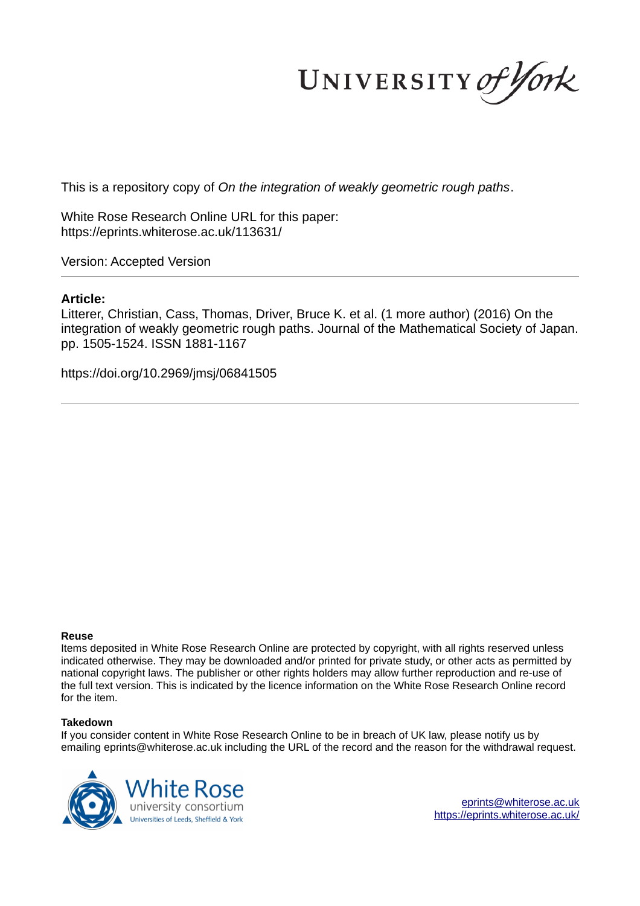UNIVERSITY of York

This is a repository copy of *On the integration of weakly geometric rough paths*.

White Rose Research Online URL for this paper:
https://eprints.whiterose.ac.uk/113631/

Version: Accepted Version

---

**Article:**

Litterer, Christian, Cass, Thomas, Driver, Bruce K. et al. (1 more author) (2016) On the integration of weakly geometric rough paths. Journal of the Mathematical Society of Japan. pp. 1505-1524. ISSN 1881-1167

https://doi.org/10.2969/jmsj/06841505

---

**Reuse**

Items deposited in White Rose Research Online are protected by copyright, with all rights reserved unless indicated otherwise. They may be downloaded and/or printed for private study, or other acts as permitted by national copyright laws. The publisher or other rights holders may allow further reproduction and re-use of the full text version. This is indicated by the licence information on the White Rose Research Online record for the item.

**Takedown**

If you consider content in White Rose Research Online to be in breach of UK law, please notify us by emailing eprints@whiterose.ac.uk including the URL of the record and the reason for the withdrawal request.

White Rose university consortium
Universities of Leeds, Sheffield & York

eprints@whiterose.ac.uk
https://eprints.whiterose.ac.uk/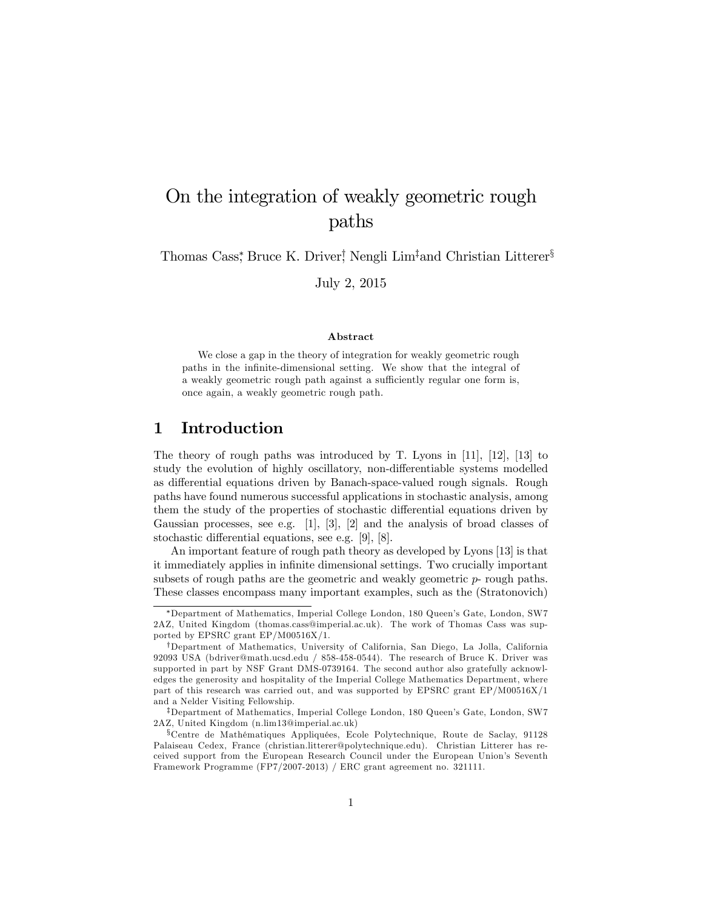# On the integration of weakly geometric rough paths

Thomas Cass[*], Bruce K. Driver[†], Nengli Lim[‡] and Christian Litterer[§]

July 2, 2015

**Abstract**

We close a gap in the theory of integration for weakly geometric rough paths in the infinite-dimensional setting. We show that the integral of a weakly geometric rough path against a sufficiently regular one form is, once again, a weakly geometric rough path.

## 1 Introduction

The theory of rough paths was introduced by T. Lyons in [11], [12], [13] to study the evolution of highly oscillatory, non-differentiable systems modelled as differential equations driven by Banach-space-valued rough signals. Rough paths have found numerous successful applications in stochastic analysis, among them the study of the properties of stochastic differential equations driven by Gaussian processes, see e.g. [1], [3], [2] and the analysis of broad classes of stochastic differential equations, see e.g. [9], [8].

An important feature of rough path theory as developed by Lyons [13] is that it immediately applies in infinite dimensional settings. Two crucially important subsets of rough paths are the geometric and weakly geometric $p$- rough paths. These classes encompass many important examples, such as the (Stratonovich)

[*] Department of Mathematics, Imperial College London, 180 Queen's Gate, London, SW7 2AZ, United Kingdom (thomas.cass@imperial.ac.uk). The work of Thomas Cass was supported by EPSRC grant EP/M00516X/1.

[†] Department of Mathematics, University of California, San Diego, La Jolla, California 92093 USA (bdriver@math.ucsd.edu / 858-458-0544). The research of Bruce K. Driver was supported in part by NSF Grant DMS-0739164. The second author also gratefully acknowledges the generosity and hospitality of the Imperial College Mathematics Department, where part of this research was carried out, and was supported by EPSRC grant EP/M00516X/1 and a Nelder Visiting Fellowship.

[‡] Department of Mathematics, Imperial College London, 180 Queen's Gate, London, SW7 2AZ, United Kingdom (n.lim13@imperial.ac.uk)

[§] Centre de Mathématiques Appliquées, Ecole Polytechnique, Route de Saclay, 91128 Palaiseau Cedex, France (christian.litterer@polytechnique.edu). Christian Litterer has received support from the European Research Council under the European Union's Seventh Framework Programme (FP7/2007-2013) / ERC grant agreement no. 321111.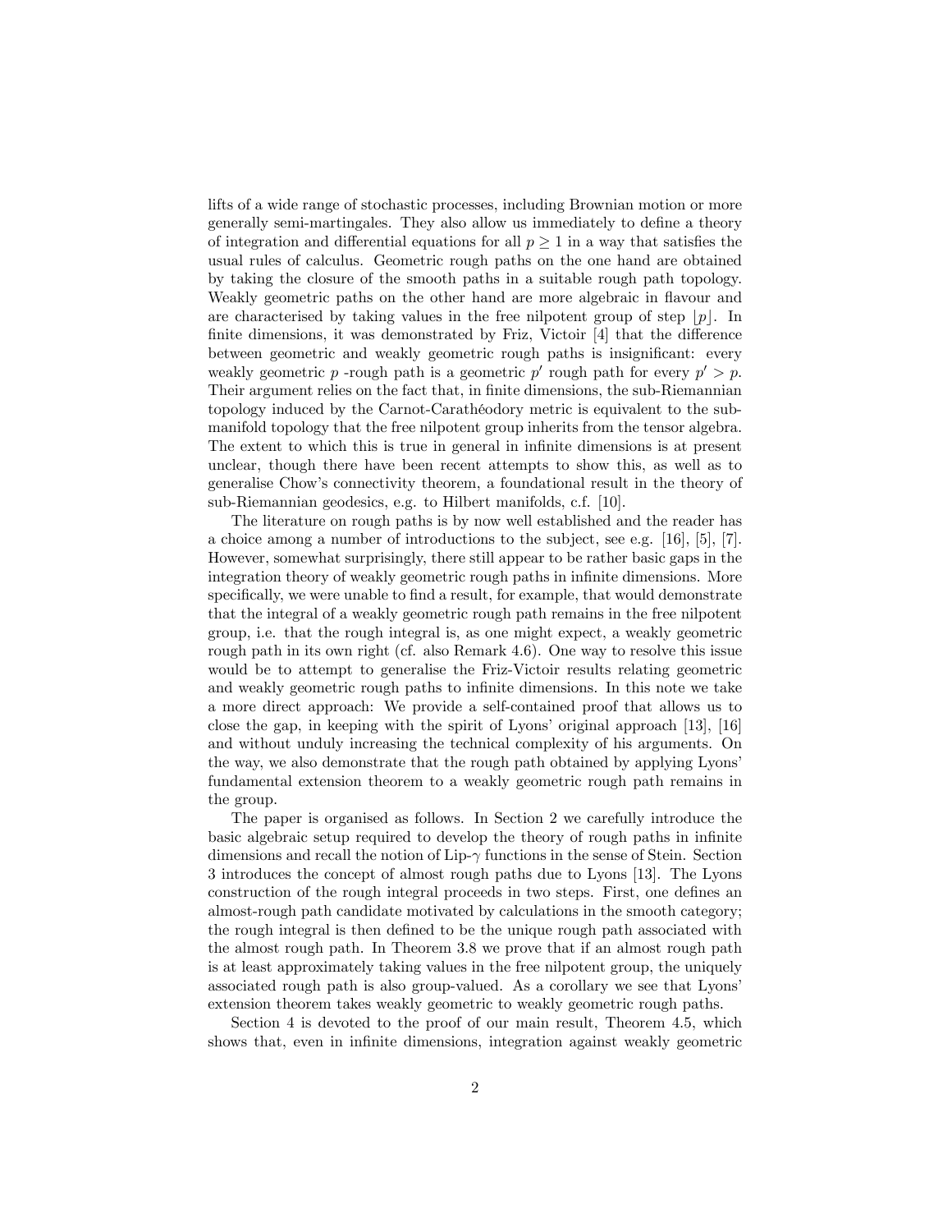lifts of a wide range of stochastic processes, including Brownian motion or more generally semi-martingales. They also allow us immediately to define a theory of integration and differential equations for all $p \geq 1$ in a way that satisfies the usual rules of calculus. Geometric rough paths on the one hand are obtained by taking the closure of the smooth paths in a suitable rough path topology. Weakly geometric paths on the other hand are more algebraic in flavour and are characterised by taking values in the free nilpotent group of step $\lfloor p \rfloor$. In finite dimensions, it was demonstrated by Friz, Victoir [4] that the difference between geometric and weakly geometric rough paths is insignificant: every weakly geometric $p$ -rough path is a geometric $p'$ rough path for every $p' > p$. Their argument relies on the fact that, in finite dimensions, the sub-Riemannian topology induced by the Carnot-Carathéodory metric is equivalent to the submanifold topology that the free nilpotent group inherits from the tensor algebra. The extent to which this is true in general in infinite dimensions is at present unclear, though there have been recent attempts to show this, as well as to generalise Chow's connectivity theorem, a foundational result in the theory of sub-Riemannian geodesics, e.g. to Hilbert manifolds, c.f. [10].

The literature on rough paths is by now well established and the reader has a choice among a number of introductions to the subject, see e.g. [16], [5], [7]. However, somewhat surprisingly, there still appear to be rather basic gaps in the integration theory of weakly geometric rough paths in infinite dimensions. More specifically, we were unable to find a result, for example, that would demonstrate that the integral of a weakly geometric rough path remains in the free nilpotent group, i.e. that the rough integral is, as one might expect, a weakly geometric rough path in its own right (cf. also Remark 4.6). One way to resolve this issue would be to attempt to generalise the Friz-Victoir results relating geometric and weakly geometric rough paths to infinite dimensions. In this note we take a more direct approach: We provide a self-contained proof that allows us to close the gap, in keeping with the spirit of Lyons' original approach [13], [16] and without unduly increasing the technical complexity of his arguments. On the way, we also demonstrate that the rough path obtained by applying Lyons' fundamental extension theorem to a weakly geometric rough path remains in the group.

The paper is organised as follows. In Section 2 we carefully introduce the basic algebraic setup required to develop the theory of rough paths in infinite dimensions and recall the notion of Lip-$\gamma$ functions in the sense of Stein. Section 3 introduces the concept of almost rough paths due to Lyons [13]. The Lyons construction of the rough integral proceeds in two steps. First, one defines an almost-rough path candidate motivated by calculations in the smooth category; the rough integral is then defined to be the unique rough path associated with the almost rough path. In Theorem 3.8 we prove that if an almost rough path is at least approximately taking values in the free nilpotent group, the uniquely associated rough path is also group-valued. As a corollary we see that Lyons' extension theorem takes weakly geometric to weakly geometric rough paths.

Section 4 is devoted to the proof of our main result, Theorem 4.5, which shows that, even in infinite dimensions, integration against weakly geometric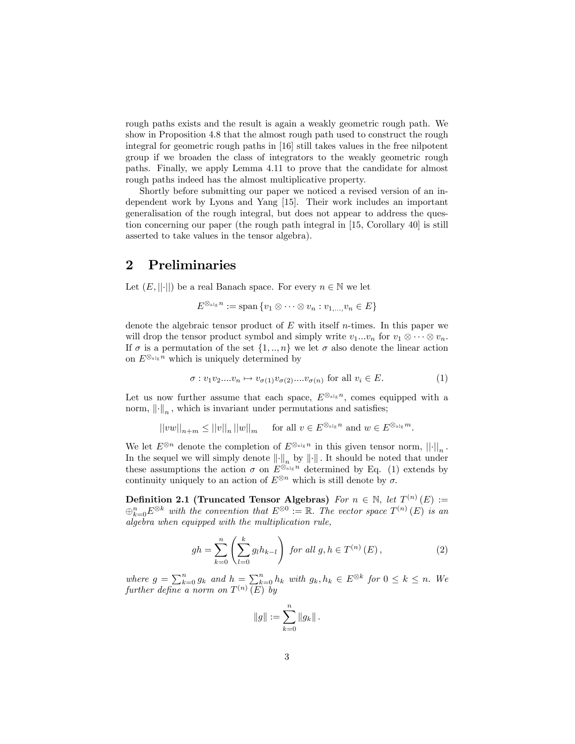rough paths exists and the result is again a weakly geometric rough path. We show in Proposition 4.8 that the almost rough path used to construct the rough integral for geometric rough paths in [16] still takes values in the free nilpotent group if we broaden the class of integrators to the weakly geometric rough paths. Finally, we apply Lemma 4.11 to prove that the candidate for almost rough paths indeed has the almost multiplicative property.

Shortly before submitting our paper we noticed a revised version of an independent work by Lyons and Yang [15]. Their work includes an important generalisation of the rough integral, but does not appear to address the question concerning our paper (the rough path integral in [15, Corollary 40] is still asserted to take values in the tensor algebra).

## 2 Preliminaries

Let $(E, ||\cdot||)$ be a real Banach space. For every $n \in \mathbb{N}$ we let

$$E^{\otimes_{\text{alg}} n} := \text{span}\{v_1 \otimes \cdots \otimes v_n : v_{1,...,}v_n \in E\}$$

denote the algebraic tensor product of $E$ with itself $n$-times. In this paper we will drop the tensor product symbol and simply write $v_1...v_n$ for $v_1 \otimes \cdots \otimes v_n$. If $\sigma$ is a permutation of the set $\{1, .., n\}$ we let $\sigma$ also denote the linear action on $E^{\otimes_{\text{alg}} n}$ which is uniquely determined by

$$\sigma : v_1 v_2....v_n \mapsto v_{\sigma(1)} v_{\sigma(2)}....v_{\sigma(n)} \text{ for all } v_i \in E. \tag{1}$$

Let us now further assume that each space, $E^{\otimes_{\text{alg}} n}$, comes equipped with a norm, $\|\cdot\|_n$, which is invariant under permutations and satisfies;

$$||vw||_{n+m} \leq ||v||_n \, ||w||_m \quad \text{ for all } v \in E^{\otimes_{\text{alg}} n} \text{ and } w \in E^{\otimes_{\text{alg}} m}.$$

We let $E^{\otimes n}$ denote the completion of $E^{\otimes_{\text{alg}} n}$ in this given tensor norm, $||\cdot||_n$. In the sequel we will simply denote $\|\cdot\|_n$ by $\|\cdot\|$. It should be noted that under these assumptions the action $\sigma$ on $E^{\otimes_{\text{alg}} n}$ determined by Eq. (1) extends by continuity uniquely to an action of $E^{\otimes n}$ which is still denote by $\sigma$.

**Definition 2.1 (Truncated Tensor Algebras)** *For $n \in \mathbb{N}$, let $T^{(n)}(E) := \oplus_{k=0}^{n} E^{\otimes k}$ with the convention that $E^{\otimes 0} := \mathbb{R}$. The vector space $T^{(n)}(E)$ is an algebra when equipped with the multiplication rule,*

$$gh = \sum_{k=0}^{n} \left( \sum_{l=0}^{k} g_l h_{k-l} \right) \text{ for all } g, h \in T^{(n)}(E), \tag{2}$$

*where $g = \sum_{k=0}^{n} g_k$ and $h = \sum_{k=0}^{n} h_k$ with $g_k, h_k \in E^{\otimes k}$ for $0 \leq k \leq n$. We further define a norm on $T^{(n)}(E)$ by*

$$\|g\| := \sum_{k=0}^{n} \|g_k\|.$$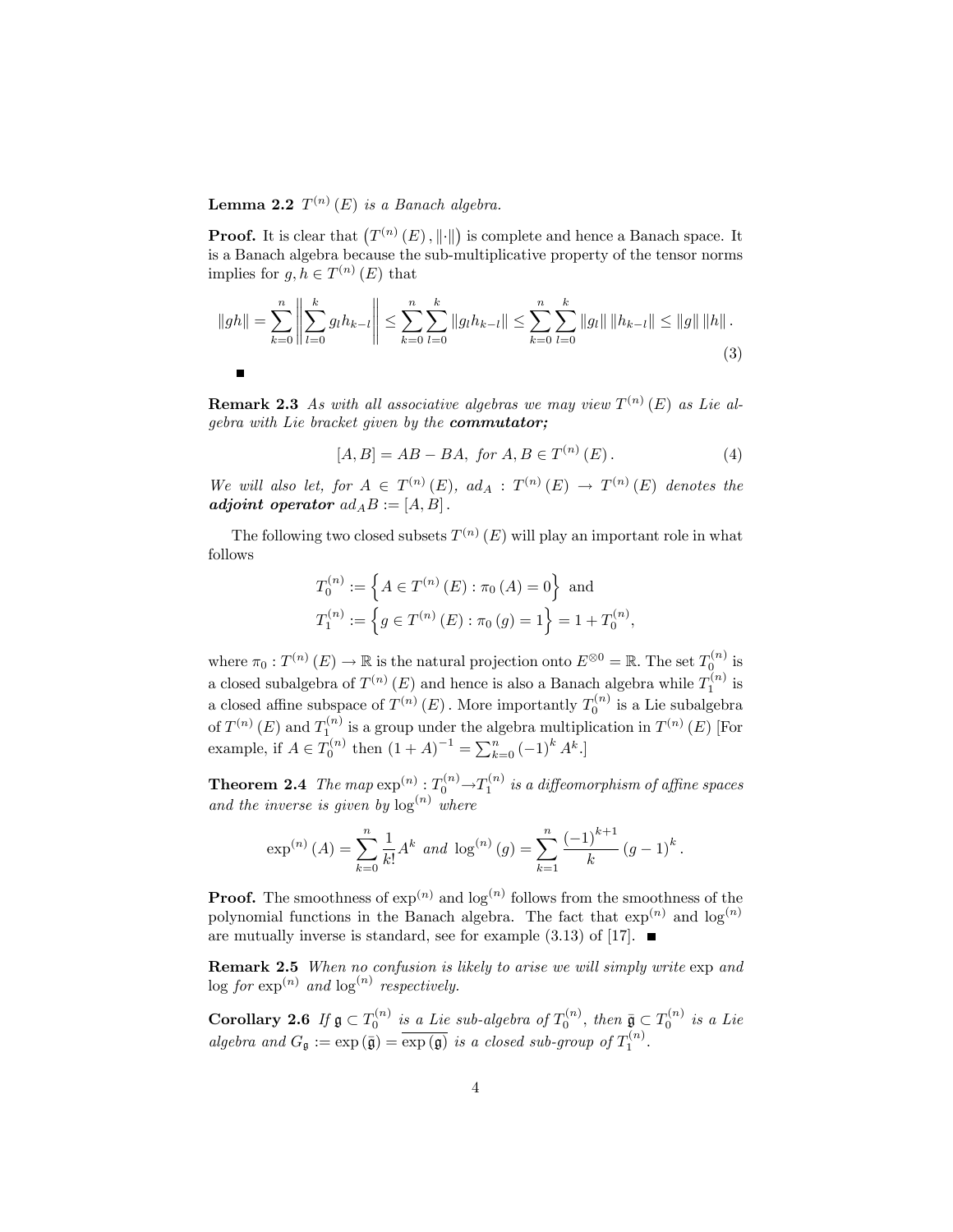**Lemma 2.2** *$T^{(n)}(E)$ is a Banach algebra.*

**Proof.** It is clear that $\left(T^{(n)}(E), \|\cdot\|\right)$ is complete and hence a Banach space. It is a Banach algebra because the sub-multiplicative property of the tensor norms implies for $g, h \in T^{(n)}(E)$ that

$$\|gh\| = \sum_{k=0}^{n} \left\| \sum_{l=0}^{k} g_l h_{k-l} \right\| \leq \sum_{k=0}^{n} \sum_{l=0}^{k} \|g_l h_{k-l}\| \leq \sum_{k=0}^{n} \sum_{l=0}^{k} \|g_l\| \|h_{k-l}\| \leq \|g\| \|h\|. \tag{3}$$

■

**Remark 2.3** *As with all associative algebras we may view $T^{(n)}(E)$ as Lie algebra with Lie bracket given by the* ***commutator;***

$$[A, B] = AB - BA, \text{ for } A, B \in T^{(n)}(E). \tag{4}$$

*We will also let, for $A \in T^{(n)}(E)$, $ad_A : T^{(n)}(E) \to T^{(n)}(E)$ denotes the* ***adjoint operator*** *$ad_A B := [A, B]$.*

The following two closed subsets $T^{(n)}(E)$ will play an important role in what follows

$$T_0^{(n)} := \left\{ A \in T^{(n)}(E) : \pi_0(A) = 0 \right\} \text{ and}$$
$$T_1^{(n)} := \left\{ g \in T^{(n)}(E) : \pi_0(g) = 1 \right\} = 1 + T_0^{(n)},$$

where $\pi_0 : T^{(n)}(E) \to \mathbb{R}$ is the natural projection onto $E^{\otimes 0} = \mathbb{R}$. The set $T_0^{(n)}$ is a closed subalgebra of $T^{(n)}(E)$ and hence is also a Banach algebra while $T_1^{(n)}$ is a closed affine subspace of $T^{(n)}(E)$. More importantly $T_0^{(n)}$ is a Lie subalgebra of $T^{(n)}(E)$ and $T_1^{(n)}$ is a group under the algebra multiplication in $T^{(n)}(E)$ [For example, if $A \in T_0^{(n)}$ then $(1 + A)^{-1} = \sum_{k=0}^{n} (-1)^k A^k$.]

**Theorem 2.4** *The map $\exp^{(n)} : T_0^{(n)} \to T_1^{(n)}$ is a diffeomorphism of affine spaces and the inverse is given by $\log^{(n)}$ where*

$$\exp^{(n)}(A) = \sum_{k=0}^{n} \frac{1}{k!} A^k \text{ and } \log^{(n)}(g) = \sum_{k=1}^{n} \frac{(-1)^{k+1}}{k} (g - 1)^k.$$

**Proof.** The smoothness of $\exp^{(n)}$ and $\log^{(n)}$ follows from the smoothness of the polynomial functions in the Banach algebra. The fact that $\exp^{(n)}$ and $\log^{(n)}$ are mutually inverse is standard, see for example (3.13) of [17]. ■

**Remark 2.5** *When no confusion is likely to arise we will simply write* exp *and* log *for $\exp^{(n)}$ and $\log^{(n)}$ respectively.*

**Corollary 2.6** *If $\mathfrak{g} \subset T_0^{(n)}$ is a Lie sub-algebra of $T_0^{(n)}$, then $\bar{\mathfrak{g}} \subset T_0^{(n)}$ is a Lie algebra and $G_{\mathfrak{g}} := \exp(\bar{\mathfrak{g}}) = \overline{\exp(\mathfrak{g})}$ is a closed sub-group of $T_1^{(n)}$.*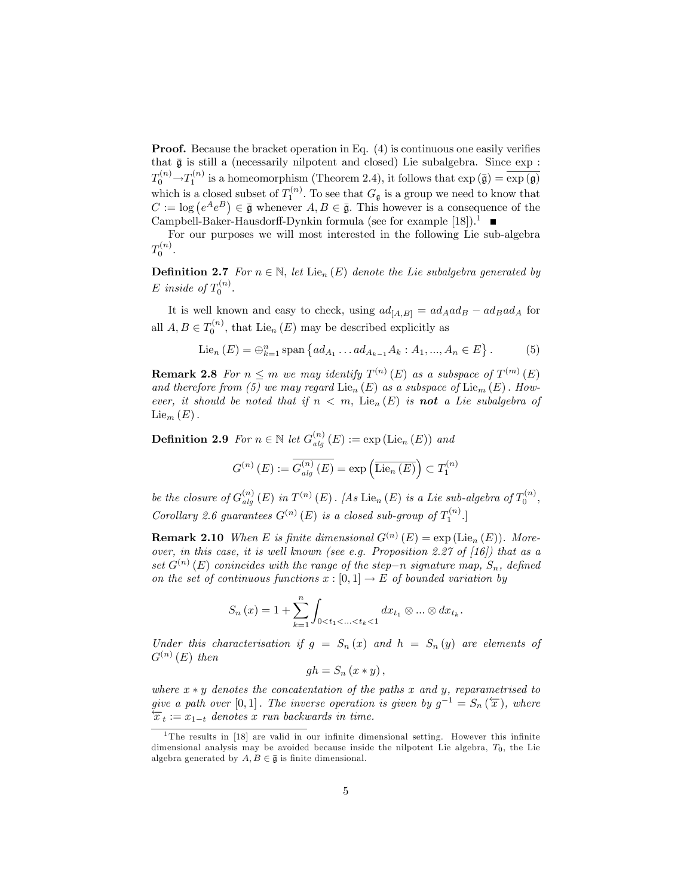**Proof.** Because the bracket operation in Eq. (4) is continuous one easily verifies that $\bar{\mathfrak{g}}$ is still a (necessarily nilpotent and closed) Lie subalgebra. Since $\exp : T_0^{(n)} \to T_1^{(n)}$ is a homeomorphism (Theorem 2.4), it follows that $\exp(\bar{\mathfrak{g}}) = \overline{\exp(\mathfrak{g})}$ which is a closed subset of $T_1^{(n)}$. To see that $G_{\mathfrak{g}}$ is a group we need to know that $C := \log\left(e^A e^B\right) \in \bar{\mathfrak{g}}$ whenever $A, B \in \bar{\mathfrak{g}}$. This however is a consequence of the Campbell-Baker-Hausdorff-Dynkin formula (see for example [18]).[1] ■

For our purposes we will most interested in the following Lie sub-algebra $T_0^{(n)}$.

**Definition 2.7** *For $n \in \mathbb{N}$, let $\mathrm{Lie}_n(E)$ denote the Lie subalgebra generated by $E$ inside of $T_0^{(n)}$.*

It is well known and easy to check, using $ad_{[A,B]} = ad_A ad_B - ad_B ad_A$ for all $A, B \in T_0^{(n)}$, that $\mathrm{Lie}_n(E)$ may be described explicitly as

$$\mathrm{Lie}_n(E) = \oplus_{k=1}^n \mathrm{span}\left\{ad_{A_1} \dots ad_{A_{k-1}} A_k : A_1, ..., A_n \in E\right\}. \qquad (5)$$

**Remark 2.8** *For $n \leq m$ we may identify $T^{(n)}(E)$ as a subspace of $T^{(m)}(E)$ and therefore from (5) we may regard $\mathrm{Lie}_n(E)$ as a subspace of $\mathrm{Lie}_m(E)$. However, it should be noted that if $n < m$, $\mathrm{Lie}_n(E)$ is **not** a Lie subalgebra of $\mathrm{Lie}_m(E)$.*

**Definition 2.9** *For $n \in \mathbb{N}$ let $G_{alg}^{(n)}(E) := \exp(\mathrm{Lie}_n(E))$ and*

$$G^{(n)}(E) := \overline{G_{alg}^{(n)}(E)} = \exp\left(\overline{\mathrm{Lie}_n(E)}\right) \subset T_1^{(n)}$$

*be the closure of $G_{alg}^{(n)}(E)$ in $T^{(n)}(E)$. [As $\mathrm{Lie}_n(E)$ is a Lie sub-algebra of $T_0^{(n)}$, Corollary 2.6 guarantees $G^{(n)}(E)$ is a closed sub-group of $T_1^{(n)}$.]*

**Remark 2.10** *When $E$ is finite dimensional $G^{(n)}(E) = \exp(\mathrm{Lie}_n(E))$. Moreover, in this case, it is well known (see e.g. Proposition 2.27 of [16]) that as a set $G^{(n)}(E)$ conincides with the range of the step$-n$ signature map, $S_n$, defined on the set of continuous functions $x : [0,1] \to E$ of bounded variation by*

$$S_n(x) = 1 + \sum_{k=1}^n \int_{0<t_1<...<t_k<1} dx_{t_1} \otimes ... \otimes dx_{t_k}.$$

*Under this characterisation if $g = S_n(x)$ and $h = S_n(y)$ are elements of $G^{(n)}(E)$ then*

$$gh = S_n(x * y),$$

*where $x * y$ denotes the concatentation of the paths $x$ and $y$, reparametrised to give a path over $[0,1]$. The inverse operation is given by $g^{-1} = S_n(\overleftarrow{x})$, where $\overleftarrow{x}_t := x_{1-t}$ denotes $x$ run backwards in time.*

---

[1] The results in [18] are valid in our infinite dimensional setting. However this infinite dimensional analysis may be avoided because inside the nilpotent Lie algebra, $T_0$, the Lie algebra generated by $A, B \in \bar{\mathfrak{g}}$ is finite dimensional.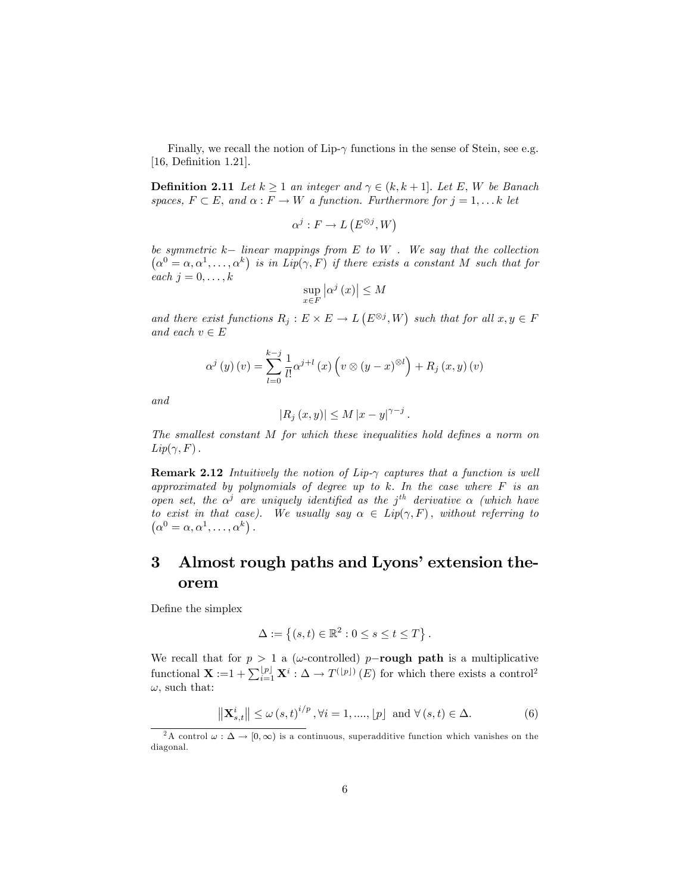Finally, we recall the notion of Lip-$\gamma$ functions in the sense of Stein, see e.g. [16, Definition 1.21].

**Definition 2.11** *Let $k \geq 1$ an integer and $\gamma \in (k, k+1]$. Let $E$, $W$ be Banach spaces, $F \subset E$, and $\alpha : F \to W$ a function. Furthermore for $j = 1, \ldots k$ let*

$$\alpha^j : F \to L\left(E^{\otimes j}, W\right)$$

*be symmetric $k-$ linear mappings from $E$ to $W$ . We say that the collection $\left(\alpha^0 = \alpha, \alpha^1, \ldots, \alpha^k\right)$ is in $Lip(\gamma, F)$ if there exists a constant $M$ such that for each $j = 0, \ldots, k$*

$$\sup_{x \in F} \left|\alpha^j\left(x\right)\right| \leq M$$

*and there exist functions $R_j : E \times E \to L\left(E^{\otimes j}, W\right)$ such that for all $x, y \in F$ and each $v \in E$*

$$\alpha^j\left(y\right)\left(v\right) = \sum_{l=0}^{k-j} \frac{1}{l!} \alpha^{j+l}\left(x\right)\left(v \otimes \left(y - x\right)^{\otimes l}\right) + R_j\left(x, y\right)\left(v\right)$$

*and*

$$\left|R_j\left(x, y\right)\right| \leq M \left|x - y\right|^{\gamma - j}.$$

*The smallest constant $M$ for which these inequalities hold defines a norm on $Lip(\gamma, F)$.*

**Remark 2.12** *Intuitively the notion of Lip-$\gamma$ captures that a function is well approximated by polynomials of degree up to $k$. In the case where $F$ is an open set, the $\alpha^j$ are uniquely identified as the $j^{th}$ derivative $\alpha$ (which have to exist in that case). We usually say $\alpha \in Lip(\gamma, F)$, without referring to $\left(\alpha^0 = \alpha, \alpha^1, \ldots, \alpha^k\right)$.*

# 3 Almost rough paths and Lyons' extension theorem

Define the simplex

$$\Delta := \left\{(s,t) \in \mathbb{R}^2 : 0 \leq s \leq t \leq T\right\}.$$

We recall that for $p > 1$ a ($\omega$-controlled) $p-$**rough path** is a multiplicative functional $\mathbf{X} := 1 + \sum_{i=1}^{\lfloor p \rfloor} \mathbf{X}^i : \Delta \to T^{(\lfloor p \rfloor)}\left(E\right)$ for which there exists a control[2] $\omega$, such that:

$$\left\|\mathbf{X}_{s,t}^i\right\| \leq \omega\left(s,t\right)^{i/p}, \forall i = 1, ...., \lfloor p \rfloor \text{ and } \forall \left(s,t\right) \in \Delta. \tag{6}$$

[2] A control $\omega : \Delta \to [0, \infty)$ is a continuous, superadditive function which vanishes on the diagonal.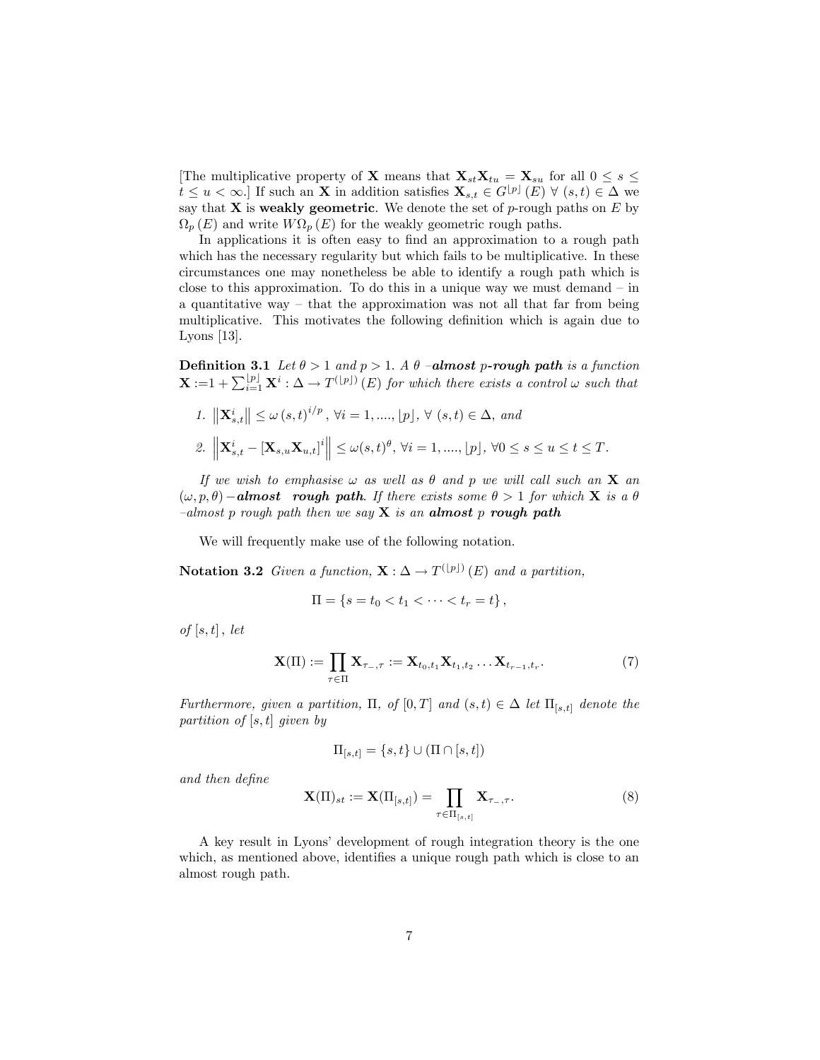[The multiplicative property of $\mathbf{X}$ means that $\mathbf{X}_{st}\mathbf{X}_{tu} = \mathbf{X}_{su}$ for all $0 \leq s \leq t \leq u < \infty$.] If such an $\mathbf{X}$ in addition satisfies $\mathbf{X}_{s,t} \in G^{\lfloor p \rfloor}(E)\ \forall\ (s,t) \in \Delta$ we say that $\mathbf{X}$ is **weakly geometric**. We denote the set of $p$-rough paths on $E$ by $\Omega_p(E)$ and write $W\Omega_p(E)$ for the weakly geometric rough paths.

In applications it is often easy to find an approximation to a rough path which has the necessary regularity but which fails to be multiplicative. In these circumstances one may nonetheless be able to identify a rough path which is close to this approximation. To do this in a unique way we must demand – in a quantitative way – that the approximation was not all that far from being multiplicative. This motivates the following definition which is again due to Lyons [13].

**Definition 3.1** *Let $\theta > 1$ and $p > 1$. A $\theta$ –**almost** $p$**-rough path** is a function $\mathbf{X} := 1 + \sum_{i=1}^{\lfloor p \rfloor} \mathbf{X}^i : \Delta \to T^{(\lfloor p \rfloor)}(E)$ for which there exists a control $\omega$ such that*

1. $\left\|\mathbf{X}_{s,t}^i\right\| \leq \omega(s,t)^{i/p}$, $\forall i = 1, ...., \lfloor p \rfloor$, $\forall\ (s,t) \in \Delta$, *and*
2. $\left\|\mathbf{X}_{s,t}^i - [\mathbf{X}_{s,u}\mathbf{X}_{u,t}]^i\right\| \leq \omega(s,t)^{\theta}$, $\forall i = 1, ...., \lfloor p \rfloor$, $\forall 0 \leq s \leq u \leq t \leq T$.

*If we wish to emphasise $\omega$ as well as $\theta$ and $p$ we will call such an $\mathbf{X}$ an $(\omega, p, \theta)$ –**almost rough path**. If there exists some $\theta > 1$ for which $\mathbf{X}$ is a $\theta$ –almost $p$ rough path then we say $\mathbf{X}$ is an **almost** $p$ **rough path***

We will frequently make use of the following notation.

**Notation 3.2** *Given a function, $\mathbf{X} : \Delta \to T^{(\lfloor p \rfloor)}(E)$ and a partition,*

$$\Pi = \{s = t_0 < t_1 < \cdots < t_r = t\},$$

*of $[s,t]$, let*

$$\mathbf{X}(\Pi) := \prod_{\tau \in \Pi} \mathbf{X}_{\tau_-, \tau} := \mathbf{X}_{t_0,t_1}\mathbf{X}_{t_1,t_2} \ldots \mathbf{X}_{t_{r-1},t_r}. \tag{7}$$

*Furthermore, given a partition, $\Pi$, of $[0,T]$ and $(s,t) \in \Delta$ let $\Pi_{[s,t]}$ denote the partition of $[s,t]$ given by*

$$\Pi_{[s,t]} = \{s,t\} \cup (\Pi \cap [s,t])$$

*and then define*

$$\mathbf{X}(\Pi)_{st} := \mathbf{X}(\Pi_{[s,t]}) = \prod_{\tau \in \Pi_{[s,t]}} \mathbf{X}_{\tau_-, \tau}. \tag{8}$$

A key result in Lyons' development of rough integration theory is the one which, as mentioned above, identifies a unique rough path which is close to an almost rough path.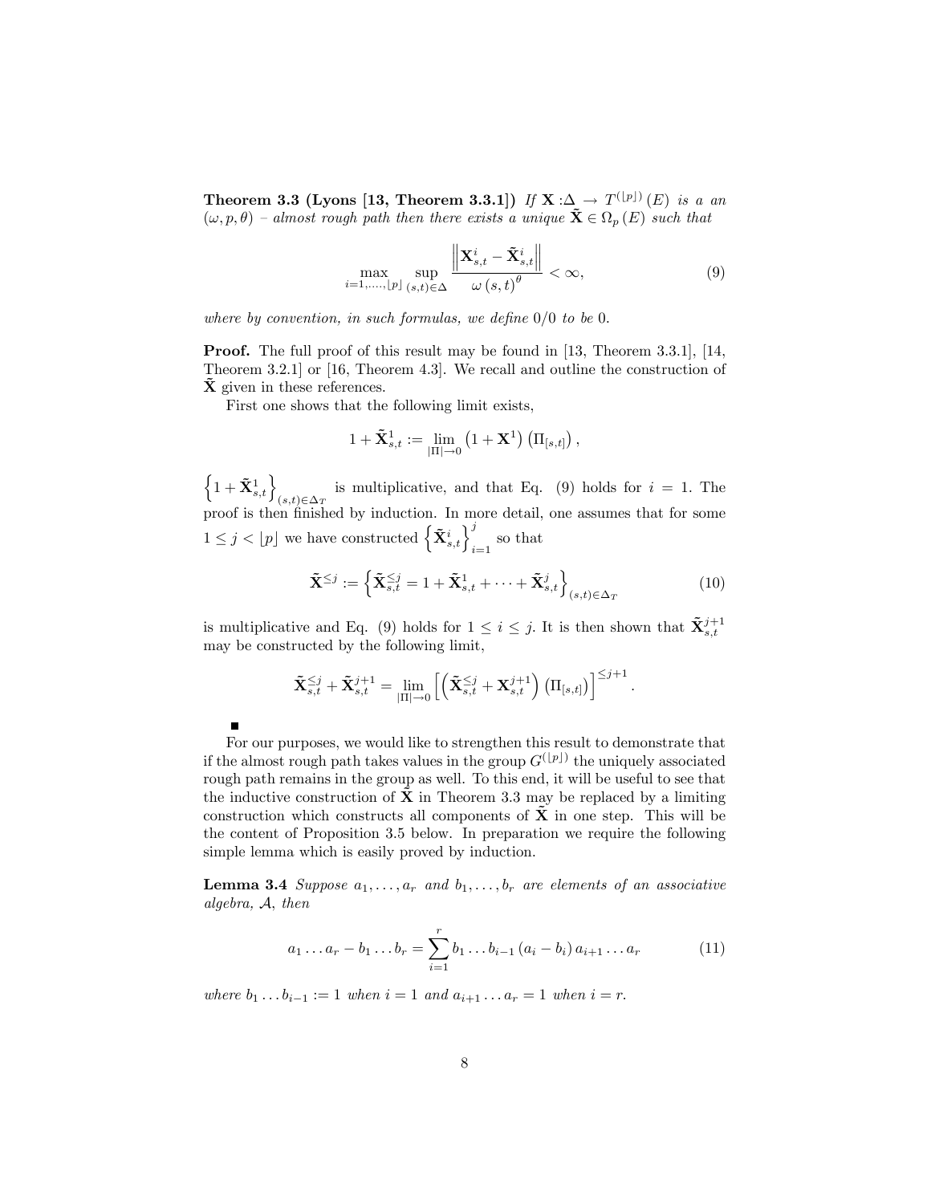**Theorem 3.3 (Lyons [13, Theorem 3.3.1])** *If $\mathbf{X} : \Delta \to T^{(\lfloor p \rfloor)}(E)$ is a an $(\omega, p, \theta)$ – almost rough path then there exists a unique $\tilde{\mathbf{X}} \in \Omega_p(E)$ such that*

$$\max_{i=1,\ldots,\lfloor p \rfloor} \sup_{(s,t)\in\Delta} \frac{\left\| \mathbf{X}^i_{s,t} - \tilde{\mathbf{X}}^i_{s,t} \right\|}{\omega(s,t)^\theta} < \infty, \tag{9}$$

*where by convention, in such formulas, we define $0/0$ to be $0$.*

**Proof.** The full proof of this result may be found in [13, Theorem 3.3.1], [14, Theorem 3.2.1] or [16, Theorem 4.3]. We recall and outline the construction of $\tilde{\mathbf{X}}$ given in these references.

First one shows that the following limit exists,

$$1 + \tilde{\mathbf{X}}^1_{s,t} := \lim_{|\Pi|\to 0} \left(1 + \mathbf{X}^1\right)\left(\Pi_{[s,t]}\right),$$

$\left\{1 + \tilde{\mathbf{X}}^1_{s,t}\right\}_{(s,t)\in\Delta_T}$ is multiplicative, and that Eq. (9) holds for $i = 1$. The proof is then finished by induction. In more detail, one assumes that for some $1 \le j < \lfloor p \rfloor$ we have constructed $\left\{\tilde{\mathbf{X}}^i_{s,t}\right\}_{i=1}^{j}$ so that

$$\tilde{\mathbf{X}}^{\le j} := \left\{\tilde{\mathbf{X}}^{\le j}_{s,t} = 1 + \tilde{\mathbf{X}}^1_{s,t} + \cdots + \tilde{\mathbf{X}}^j_{s,t}\right\}_{(s,t)\in\Delta_T} \tag{10}$$

is multiplicative and Eq. (9) holds for $1 \le i \le j$. It is then shown that $\tilde{\mathbf{X}}^{j+1}_{s,t}$ may be constructed by the following limit,

$$\tilde{\mathbf{X}}^{\le j}_{s,t} + \tilde{\mathbf{X}}^{j+1}_{s,t} = \lim_{|\Pi|\to 0} \left[\left(\tilde{\mathbf{X}}^{\le j}_{s,t} + \mathbf{X}^{j+1}_{s,t}\right)\left(\Pi_{[s,t]}\right)\right]^{\le j+1}.$$

■

For our purposes, we would like to strengthen this result to demonstrate that if the almost rough path takes values in the group $G^{(\lfloor p \rfloor)}$ the uniquely associated rough path remains in the group as well. To this end, it will be useful to see that the inductive construction of $\tilde{\mathbf{X}}$ in Theorem 3.3 may be replaced by a limiting construction which constructs all components of $\tilde{\mathbf{X}}$ in one step. This will be the content of Proposition 3.5 below. In preparation we require the following simple lemma which is easily proved by induction.

**Lemma 3.4** *Suppose $a_1, \ldots, a_r$ and $b_1, \ldots, b_r$ are elements of an associative algebra, $\mathcal{A}$, then*

$$a_1 \ldots a_r - b_1 \ldots b_r = \sum_{i=1}^{r} b_1 \ldots b_{i-1}\left(a_i - b_i\right) a_{i+1} \ldots a_r \tag{11}$$

*where $b_1 \ldots b_{i-1} := 1$ when $i = 1$ and $a_{i+1} \ldots a_r = 1$ when $i = r$.*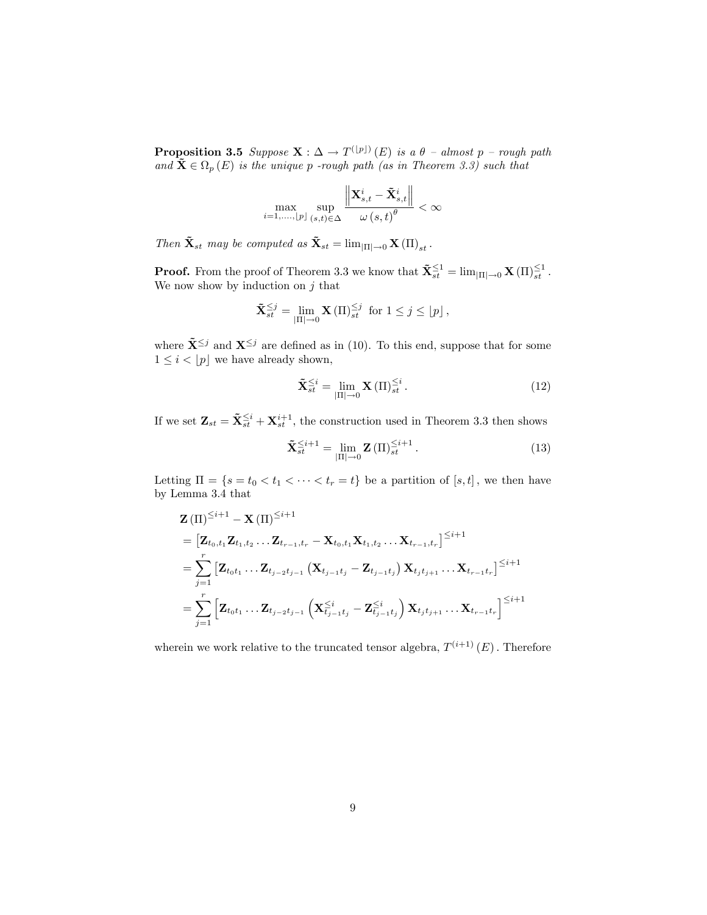**Proposition 3.5** *Suppose $\mathbf{X} : \Delta \to T^{(\lfloor p \rfloor)}(E)$ is a $\theta$ – almost $p$ – rough path and $\tilde{\mathbf{X}} \in \Omega_p(E)$ is the unique $p$ -rough path (as in Theorem 3.3) such that*

$$\max_{i=1,\ldots,\lfloor p \rfloor} \sup_{(s,t)\in\Delta} \frac{\left\| \mathbf{X}^i_{s,t} - \tilde{\mathbf{X}}^i_{s,t} \right\|}{\omega(s,t)^\theta} < \infty$$

*Then $\tilde{\mathbf{X}}_{st}$ may be computed as $\tilde{\mathbf{X}}_{st} = \lim_{|\Pi|\to 0} \mathbf{X}(\Pi)_{st}$.*

**Proof.** From the proof of Theorem 3.3 we know that $\tilde{\mathbf{X}}^{\leq 1}_{st} = \lim_{|\Pi|\to 0} \mathbf{X}(\Pi)^{\leq 1}_{st}$. We now show by induction on $j$ that

$$\tilde{\mathbf{X}}^{\leq j}_{st} = \lim_{|\Pi|\to 0} \mathbf{X}(\Pi)^{\leq j}_{st} \text{ for } 1 \leq j \leq \lfloor p \rfloor,$$

where $\tilde{\mathbf{X}}^{\leq j}$ and $\mathbf{X}^{\leq j}$ are defined as in (10). To this end, suppose that for some $1 \leq i < \lfloor p \rfloor$ we have already shown,

$$\tilde{\mathbf{X}}^{\leq i}_{st} = \lim_{|\Pi|\to 0} \mathbf{X}(\Pi)^{\leq i}_{st}. \tag{12}$$

If we set $\mathbf{Z}_{st} = \tilde{\mathbf{X}}^{\leq i}_{st} + \mathbf{X}^{i+1}_{st}$, the construction used in Theorem 3.3 then shows

$$\tilde{\mathbf{X}}^{\leq i+1}_{st} = \lim_{|\Pi|\to 0} \mathbf{Z}(\Pi)^{\leq i+1}_{st}. \tag{13}$$

Letting $\Pi = \{s = t_0 < t_1 < \cdots < t_r = t\}$ be a partition of $[s,t]$, we then have by Lemma 3.4 that

$$\begin{aligned}
&\mathbf{Z}(\Pi)^{\leq i+1} - \mathbf{X}(\Pi)^{\leq i+1} \\
&= \left[\mathbf{Z}_{t_0,t_1}\mathbf{Z}_{t_1,t_2}\ldots\mathbf{Z}_{t_{r-1},t_r} - \mathbf{X}_{t_0,t_1}\mathbf{X}_{t_1,t_2}\ldots\mathbf{X}_{t_{r-1},t_r}\right]^{\leq i+1} \\
&= \sum_{j=1}^{r} \left[\mathbf{Z}_{t_0t_1}\ldots\mathbf{Z}_{t_{j-2}t_{j-1}}\left(\mathbf{X}_{t_{j-1}t_j} - \mathbf{Z}_{t_{j-1}t_j}\right)\mathbf{X}_{t_jt_{j+1}}\ldots\mathbf{X}_{t_{r-1}t_r}\right]^{\leq i+1} \\
&= \sum_{j=1}^{r} \left[\mathbf{Z}_{t_0t_1}\ldots\mathbf{Z}_{t_{j-2}t_{j-1}}\left(\mathbf{X}^{\leq i}_{t_{j-1}t_j} - \mathbf{Z}^{\leq i}_{t_{j-1}t_j}\right)\mathbf{X}_{t_jt_{j+1}}\ldots\mathbf{X}_{t_{r-1}t_r}\right]^{\leq i+1}
\end{aligned}$$

wherein we work relative to the truncated tensor algebra, $T^{(i+1)}(E)$. Therefore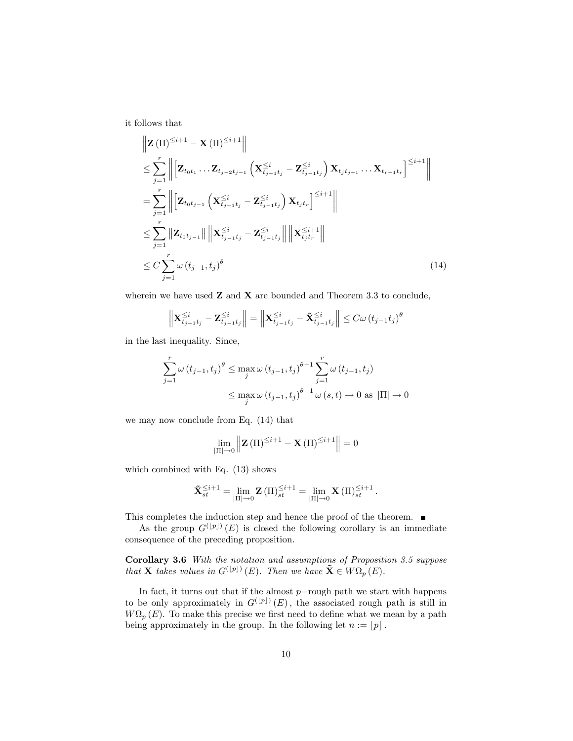it follows that

$$
\begin{aligned}
&\left\| \mathbf{Z}(\Pi)^{\leq i+1} - \mathbf{X}(\Pi)^{\leq i+1} \right\| \\
&\leq \sum_{j=1}^{r} \left\| \left[ \mathbf{Z}_{t_0 t_1} \ldots \mathbf{Z}_{t_{j-2} t_{j-1}} \left( \mathbf{X}_{t_{j-1} t_j}^{\leq i} - \mathbf{Z}_{t_{j-1} t_j}^{\leq i} \right) \mathbf{X}_{t_j t_{j+1}} \ldots \mathbf{X}_{t_{r-1} t_r} \right]^{\leq i+1} \right\| \\
&= \sum_{j=1}^{r} \left\| \left[ \mathbf{Z}_{t_0 t_{j-1}} \left( \mathbf{X}_{t_{j-1} t_j}^{\leq i} - \mathbf{Z}_{t_{j-1} t_j}^{\leq i} \right) \mathbf{X}_{t_j t_r} \right]^{\leq i+1} \right\| \\
&\leq \sum_{j=1}^{r} \left\| \mathbf{Z}_{t_0 t_{j-1}} \right\| \left\| \mathbf{X}_{t_{j-1} t_j}^{\leq i} - \mathbf{Z}_{t_{j-1} t_j}^{\leq i} \right\| \left\| \mathbf{X}_{t_j t_r}^{\leq i+1} \right\| \\
&\leq C \sum_{j=1}^{r} \omega(t_{j-1}, t_j)^{\theta}
\end{aligned}
\tag{14}
$$

wherein we have used $\mathbf{Z}$ and $\mathbf{X}$ are bounded and Theorem 3.3 to conclude,

$$
\left\| \mathbf{X}_{t_{j-1} t_j}^{\leq i} - \mathbf{Z}_{t_{j-1} t_j}^{\leq i} \right\| = \left\| \mathbf{X}_{t_{j-1} t_j}^{\leq i} - \tilde{\mathbf{X}}_{t_{j-1} t_j}^{\leq i} \right\| \leq C \omega(t_{j-1} t_j)^{\theta}
$$

in the last inequality. Since,

$$
\begin{aligned}
\sum_{j=1}^{r} \omega(t_{j-1}, t_j)^{\theta} &\leq \max_j \omega(t_{j-1}, t_j)^{\theta - 1} \sum_{j=1}^{r} \omega(t_{j-1}, t_j) \\
&\leq \max_j \omega(t_{j-1}, t_j)^{\theta - 1} \omega(s, t) \to 0 \text{ as } |\Pi| \to 0
\end{aligned}
$$

we may now conclude from Eq. (14) that

$$
\lim_{|\Pi| \to 0} \left\| \mathbf{Z}(\Pi)^{\leq i+1} - \mathbf{X}(\Pi)^{\leq i+1} \right\| = 0
$$

which combined with Eq. (13) shows

$$
\tilde{\mathbf{X}}_{st}^{\leq i+1} = \lim_{|\Pi| \to 0} \mathbf{Z}(\Pi)_{st}^{\leq i+1} = \lim_{|\Pi| \to 0} \mathbf{X}(\Pi)_{st}^{\leq i+1}.
$$

This completes the induction step and hence the proof of the theorem. ■

As the group $G^{(\lfloor p \rfloor)}(E)$ is closed the following corollary is an immediate consequence of the preceding proposition.

**Corollary 3.6** *With the notation and assumptions of Proposition 3.5 suppose that* $\mathbf{X}$ *takes values in* $G^{(\lfloor p \rfloor)}(E)$*. Then we have* $\tilde{\mathbf{X}} \in W\Omega_p(E)$*.*

In fact, it turns out that if the almost $p-$rough path we start with happens to be only approximately in $G^{(\lfloor p \rfloor)}(E)$, the associated rough path is still in $W\Omega_p(E)$. To make this precise we first need to define what we mean by a path being approximately in the group. In the following let $n := \lfloor p \rfloor$.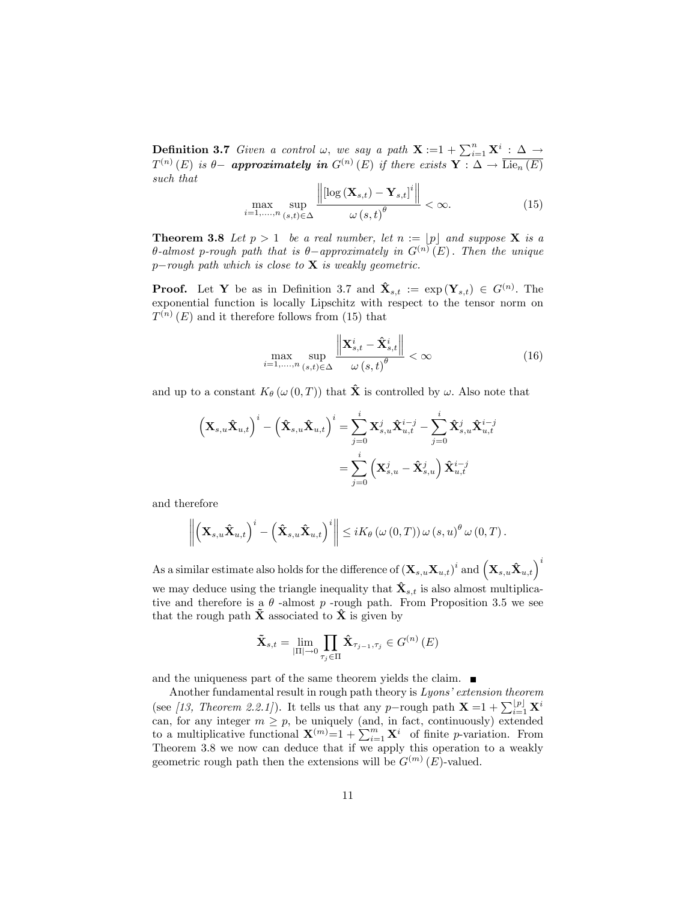**Definition 3.7** *Given a control $\omega$, we say a path $\mathbf{X} := 1 + \sum_{i=1}^{n} \mathbf{X}^i : \Delta \to T^{(n)}(E)$ is $\theta-$ **approximately in** $G^{(n)}(E)$ if there exists $\mathbf{Y} : \Delta \to \overline{\mathrm{Lie}_n(E)}$ such that*

$$\max_{i=1,\ldots,n} \sup_{(s,t)\in\Delta} \frac{\left\| [\log(\mathbf{X}_{s,t}) - \mathbf{Y}_{s,t}]^i \right\|}{\omega(s,t)^\theta} < \infty. \tag{15}$$

**Theorem 3.8** *Let $p > 1$ be a real number, let $n := \lfloor p \rfloor$ and suppose $\mathbf{X}$ is a $\theta$-almost $p$-rough path that is $\theta-$approximately in $G^{(n)}(E)$. Then the unique $p-$rough path which is close to $\mathbf{X}$ is weakly geometric.*

**Proof.** Let $\mathbf{Y}$ be as in Definition 3.7 and $\hat{\mathbf{X}}_{s,t} := \exp(\mathbf{Y}_{s,t}) \in G^{(n)}$. The exponential function is locally Lipschitz with respect to the tensor norm on $T^{(n)}(E)$ and it therefore follows from (15) that

$$\max_{i=1,\ldots,n} \sup_{(s,t)\in\Delta} \frac{\left\| \mathbf{X}_{s,t}^i - \hat{\mathbf{X}}_{s,t}^i \right\|}{\omega(s,t)^\theta} < \infty \tag{16}$$

and up to a constant $K_\theta(\omega(0,T))$ that $\hat{\mathbf{X}}$ is controlled by $\omega$. Also note that

$$\begin{aligned}
\left(\mathbf{X}_{s,u}\hat{\mathbf{X}}_{u,t}\right)^i - \left(\hat{\mathbf{X}}_{s,u}\hat{\mathbf{X}}_{u,t}\right)^i &= \sum_{j=0}^{i} \mathbf{X}_{s,u}^j \hat{\mathbf{X}}_{u,t}^{i-j} - \sum_{j=0}^{i} \hat{\mathbf{X}}_{s,u}^j \hat{\mathbf{X}}_{u,t}^{i-j} \\
&= \sum_{j=0}^{i} \left(\mathbf{X}_{s,u}^j - \hat{\mathbf{X}}_{s,u}^j\right) \hat{\mathbf{X}}_{u,t}^{i-j}
\end{aligned}$$

and therefore

$$\left\| \left(\mathbf{X}_{s,u}\hat{\mathbf{X}}_{u,t}\right)^i - \left(\hat{\mathbf{X}}_{s,u}\hat{\mathbf{X}}_{u,t}\right)^i \right\| \le i K_\theta(\omega(0,T))\, \omega(s,u)^\theta \omega(0,T).$$

As a similar estimate also holds for the difference of $(\mathbf{X}_{s,u}\mathbf{X}_{u,t})^i$ and $\left(\mathbf{X}_{s,u}\hat{\mathbf{X}}_{u,t}\right)^i$ we may deduce using the triangle inequality that $\hat{\mathbf{X}}_{s,t}$ is also almost multiplicative and therefore is a $\theta$ -almost $p$ -rough path. From Proposition 3.5 we see that the rough path $\tilde{\mathbf{X}}$ associated to $\hat{\mathbf{X}}$ is given by

$$\tilde{\mathbf{X}}_{s,t} = \lim_{|\Pi|\to 0} \prod_{\tau_j \in \Pi} \hat{\mathbf{X}}_{\tau_{j-1},\tau_j} \in G^{(n)}(E)$$

and the uniqueness part of the same theorem yields the claim. ■

Another fundamental result in rough path theory is *Lyons' extension theorem* (see *[13, Theorem 2.2.1]*). It tells us that any $p-$rough path $\mathbf{X} = 1 + \sum_{i=1}^{\lfloor p \rfloor} \mathbf{X}^i$ can, for any integer $m \ge p$, be uniquely (and, in fact, continuously) extended to a multiplicative functional $\mathbf{X}^{(m)} = 1 + \sum_{i=1}^{m} \mathbf{X}^i$ of finite $p$-variation. From Theorem 3.8 we now can deduce that if we apply this operation to a weakly geometric rough path then the extensions will be $G^{(m)}(E)$-valued.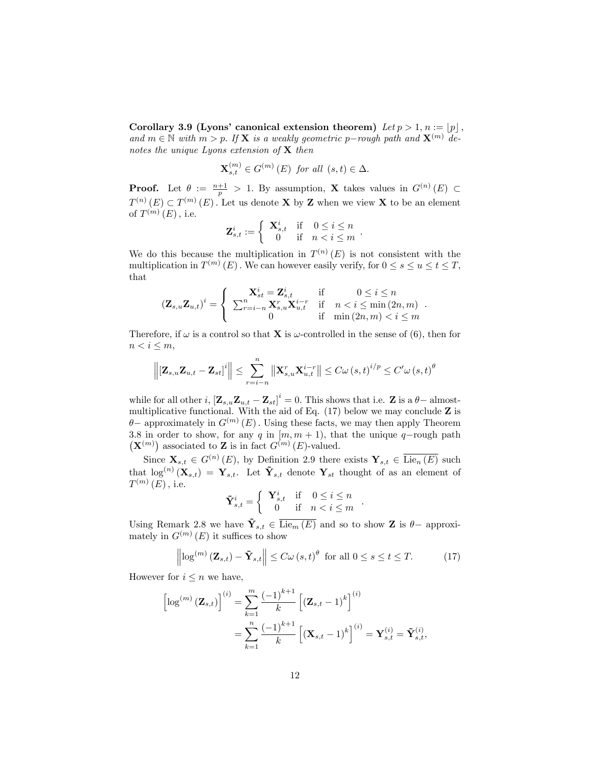**Corollary 3.9 (Lyons' canonical extension theorem)** *Let $p > 1$, $n := \lfloor p \rfloor$, and $m \in \mathbb{N}$ with $m > p$. If $\mathbf{X}$ is a weakly geometric $p-$rough path and $\mathbf{X}^{(m)}$ denotes the unique Lyons extension of $\mathbf{X}$ then*

$$\mathbf{X}_{s,t}^{(m)} \in G^{(m)}(E) \text{ for all } (s,t) \in \Delta.$$

**Proof.** Let $\theta := \frac{n+1}{p} > 1$. By assumption, $\mathbf{X}$ takes values in $G^{(n)}(E) \subset T^{(n)}(E) \subset T^{(m)}(E)$. Let us denote $\mathbf{X}$ by $\mathbf{Z}$ when we view $\mathbf{X}$ to be an element of $T^{(m)}(E)$, i.e.

$$\mathbf{Z}_{s,t}^{i} := \begin{cases} \mathbf{X}_{s,t}^{i} & \text{if} \quad 0 \leq i \leq n \\ 0 & \text{if} \quad n < i \leq m \end{cases}.$$

We do this because the multiplication in $T^{(n)}(E)$ is not consistent with the multiplication in $T^{(m)}(E)$. We can however easily verify, for $0 \leq s \leq u \leq t \leq T$, that

$$(\mathbf{Z}_{s,u}\mathbf{Z}_{u,t})^{i} = \begin{cases} \mathbf{X}_{st}^{i} = \mathbf{Z}_{s,t}^{i} & \text{if} \quad 0 \leq i \leq n \\ \sum_{r=i-n}^{n} \mathbf{X}_{s,u}^{r}\mathbf{X}_{u,t}^{i-r} & \text{if} \quad n < i \leq \min(2n, m) \\ 0 & \text{if} \quad \min(2n, m) < i \leq m \end{cases}.$$

Therefore, if $\omega$ is a control so that $\mathbf{X}$ is $\omega$-controlled in the sense of (6), then for $n < i \leq m$,

$$\left\| [\mathbf{Z}_{s,u}\mathbf{Z}_{u,t} - \mathbf{Z}_{st}]^{i} \right\| \leq \sum_{r=i-n}^{n} \left\| \mathbf{X}_{s,u}^{r}\mathbf{X}_{u,t}^{i-r} \right\| \leq C\omega(s,t)^{i/p} \leq C'\omega(s,t)^{\theta}$$

while for all other $i$, $[\mathbf{Z}_{s,u}\mathbf{Z}_{u,t} - \mathbf{Z}_{st}]^{i} = 0$. This shows that i.e. $\mathbf{Z}$ is a $\theta-$ almost-multiplicative functional. With the aid of Eq. (17) below we may conclude $\mathbf{Z}$ is $\theta-$ approximately in $G^{(m)}(E)$. Using these facts, we may then apply Theorem 3.8 in order to show, for any $q$ in $[m, m+1)$, that the unique $q-$rough path $(\mathbf{X}^{(m)})$ associated to $\mathbf{Z}$ is in fact $G^{(m)}(E)$-valued.

Since $\mathbf{X}_{s,t} \in G^{(n)}(E)$, by Definition 2.9 there exists $\mathbf{Y}_{s,t} \in \overline{\mathrm{Lie}_n(E)}$ such that $\log^{(n)}(\mathbf{X}_{s,t}) = \mathbf{Y}_{s,t}$. Let $\tilde{\mathbf{Y}}_{s,t}$ denote $\mathbf{Y}_{st}$ thought of as an element of $T^{(m)}(E)$, i.e.

$$\tilde{\mathbf{Y}}_{s,t}^{i} = \begin{cases} \mathbf{Y}_{s,t}^{i} & \text{if} \quad 0 \leq i \leq n \\ 0 & \text{if} \quad n < i \leq m \end{cases}.$$

Using Remark 2.8 we have $\tilde{\mathbf{Y}}_{s,t} \in \overline{\mathrm{Lie}_m(E)}$ and so to show $\mathbf{Z}$ is $\theta-$ approximately in $G^{(m)}(E)$ it suffices to show

$$\left\| \log^{(m)}(\mathbf{Z}_{s,t}) - \tilde{\mathbf{Y}}_{s,t} \right\| \leq C\omega(s,t)^{\theta} \text{ for all } 0 \leq s \leq t \leq T. \tag{17}$$

However for $i \leq n$ we have,

$$\begin{aligned}
\left[\log^{(m)}(\mathbf{Z}_{s,t})\right]^{(i)} &= \sum_{k=1}^{m} \frac{(-1)^{k+1}}{k} \left[(\mathbf{Z}_{s,t} - 1)^{k}\right]^{(i)} \\
&= \sum_{k=1}^{n} \frac{(-1)^{k+1}}{k} \left[(\mathbf{X}_{s,t} - 1)^{k}\right]^{(i)} = \mathbf{Y}_{s,t}^{(i)} = \tilde{\mathbf{Y}}_{s,t}^{(i)},
\end{aligned}$$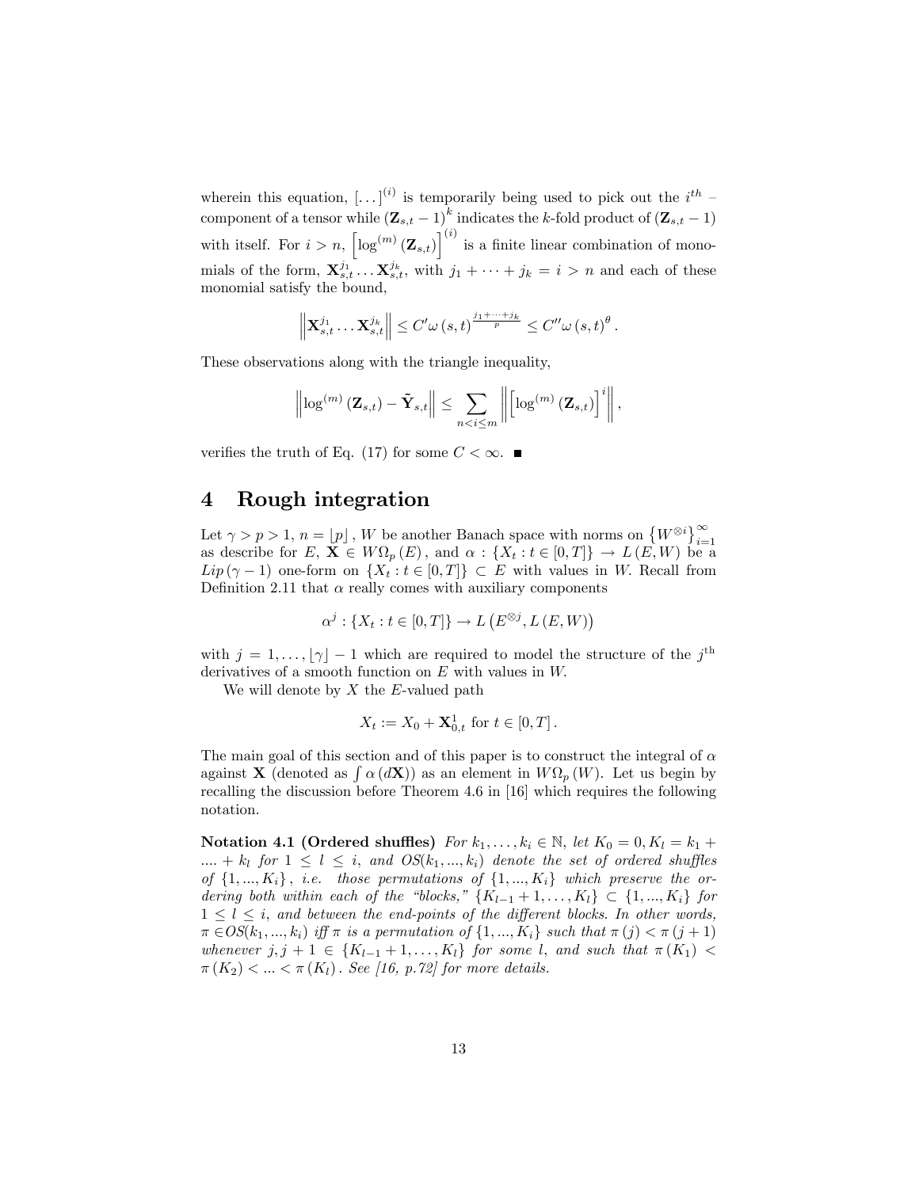wherein this equation, $[\dots]^{(i)}$ is temporarily being used to pick out the $i^{th}$ – component of a tensor while $(\mathbf{Z}_{s,t}-1)^k$ indicates the $k$-fold product of $(\mathbf{Z}_{s,t}-1)$ with itself. For $i>n$, $\left[\log^{(m)}(\mathbf{Z}_{s,t})\right]^{(i)}$ is a finite linear combination of monomials of the form, $\mathbf{X}_{s,t}^{j_1}\dots\mathbf{X}_{s,t}^{j_k}$, with $j_1+\dots+j_k=i>n$ and each of these monomial satisfy the bound,

$$\left\|\mathbf{X}_{s,t}^{j_1}\dots\mathbf{X}_{s,t}^{j_k}\right\|\le C'\omega(s,t)^{\frac{j_1+\dots+j_k}{p}}\le C''\omega(s,t)^{\theta}.$$

These observations along with the triangle inequality,

$$\left\|\log^{(m)}(\mathbf{Z}_{s,t})-\tilde{\mathbf{Y}}_{s,t}\right\|\le\sum_{n<i\le m}\left\|\left[\log^{(m)}(\mathbf{Z}_{s,t})\right]^{i}\right\|,$$

verifies the truth of Eq. (17) for some $C<\infty$. ∎

# 4 Rough integration

Let $\gamma>p>1$, $n=\lfloor p\rfloor$, $W$ be another Banach space with norms on $\left\{W^{\otimes i}\right\}_{i=1}^{\infty}$ as describe for $E$, $\mathbf{X}\in W\Omega_p(E)$, and $\alpha:\{X_t:t\in[0,T]\}\to L(E,W)$ be a $Lip(\gamma-1)$ one-form on $\{X_t:t\in[0,T]\}\subset E$ with values in $W$. Recall from Definition 2.11 that $\alpha$ really comes with auxiliary components

$$\alpha^j:\{X_t:t\in[0,T]\}\to L\left(E^{\otimes j},L(E,W)\right)$$

with $j=1,\dots,\lfloor\gamma\rfloor-1$ which are required to model the structure of the $j^{\text{th}}$ derivatives of a smooth function on $E$ with values in $W$.

We will denote by $X$ the $E$-valued path

$$X_t:=X_0+\mathbf{X}_{0,t}^1\text{ for }t\in[0,T].$$

The main goal of this section and of this paper is to construct the integral of $\alpha$ against $\mathbf{X}$ (denoted as $\int\alpha(d\mathbf{X})$) as an element in $W\Omega_p(W)$. Let us begin by recalling the discussion before Theorem 4.6 in [16] which requires the following notation.

**Notation 4.1 (Ordered shuffles)** *For $k_1,\dots,k_i\in\mathbb{N}$, let $K_0=0,K_l=k_1+\dots+k_l$ for $1\le l\le i$, and $OS(k_1,...,k_i)$ denote the set of ordered shuffles of $\{1,...,K_i\}$, i.e. those permutations of $\{1,...,K_i\}$ which preserve the ordering both within each of the "blocks," $\{K_{l-1}+1,\dots,K_l\}\subset\{1,...,K_i\}$ for $1\le l\le i$, and between the end-points of the different blocks. In other words, $\pi\in OS(k_1,...,k_i)$ iff $\pi$ is a permutation of $\{1,...,K_i\}$ such that $\pi(j)<\pi(j+1)$ whenever $j,j+1\in\{K_{l-1}+1,\dots,K_l\}$ for some $l$, and such that $\pi(K_1)<\pi(K_2)<\dots<\pi(K_l)$. See [16, p.72] for more details.*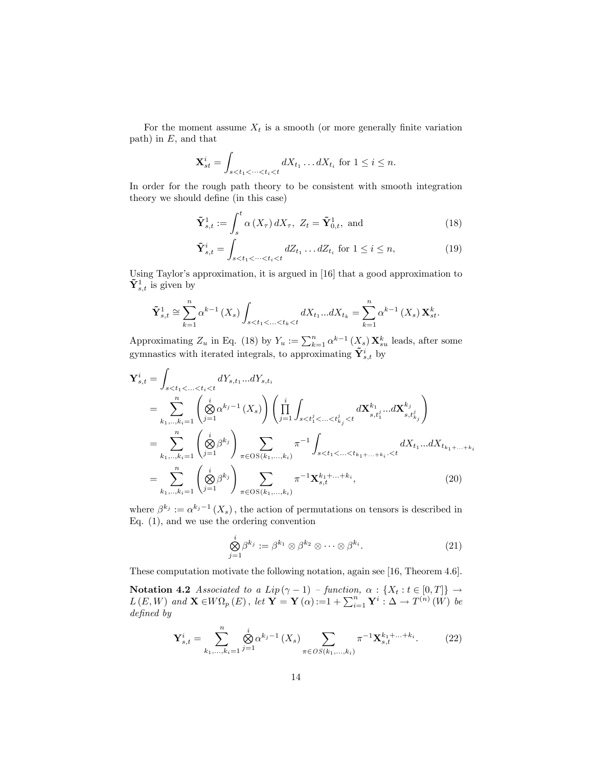For the moment assume $X_t$ is a smooth (or more generally finite variation path) in $E$, and that

$$\mathbf{X}_{st}^i = \int_{s<t_1<\cdots<t_i<t} dX_{t_1} \dots dX_{t_i} \text{ for } 1 \le i \le n.$$

In order for the rough path theory to be consistent with smooth integration theory we should define (in this case)

$$\tilde{\mathbf{Y}}_{s,t}^1 := \int_s^t \alpha(X_\tau)\, dX_\tau,\ Z_t = \tilde{\mathbf{Y}}_{0,t}^1, \text{ and} \tag{18}$$

$$\tilde{\mathbf{Y}}_{s,t}^i = \int_{s<t_1<\cdots<t_i<t} dZ_{t_1} \dots dZ_{t_i} \text{ for } 1 \le i \le n, \tag{19}$$

Using Taylor's approximation, it is argued in [16] that a good approximation to $\tilde{\mathbf{Y}}_{s,t}^1$ is given by

$$\tilde{\mathbf{Y}}_{s,t}^1 \cong \sum_{k=1}^n \alpha^{k-1}(X_s) \int_{s<t_1<\ldots<t_k<t} dX_{t_1} \ldots dX_{t_k} = \sum_{k=1}^n \alpha^{k-1}(X_s)\, \mathbf{X}_{st}^k.$$

Approximating $Z_u$ in Eq. (18) by $Y_u := \sum_{k=1}^n \alpha^{k-1}(X_s)\, \mathbf{X}_{su}^k$ leads, after some gymnastics with iterated integrals, to approximating $\tilde{\mathbf{Y}}_{s,t}^i$ by

$$\begin{aligned}
\mathbf{Y}_{s,t}^i &= \int_{s<t_1<\ldots<t_i<t} dY_{s,t_1} \ldots dY_{s,t_i} \\
&= \sum_{k_1,..,k_i=1}^n \left( \bigotimes_{j=1}^i \alpha^{k_j-1}(X_s) \right) \left( \prod_{j=1}^i \int_{s<t_1^j<\ldots<t_{k_j}^j<t} d\mathbf{X}_{s,t_1^j}^{k_1} \ldots d\mathbf{X}_{s,t_{k_j}^j}^{k_j} \right) \\
&= \sum_{k_1,..,k_i=1}^n \left( \bigotimes_{j=1}^i \beta^{k_j} \right) \sum_{\pi \in \mathrm{OS}(k_1,\ldots,k_i)} \pi^{-1} \int_{s<t_1<\ldots<t_{k_1+\ldots+k_i}.<t} dX_{t_1} \ldots dX_{t_{k_1+\ldots+k_i}} \\
&= \sum_{k_1,..,k_i=1}^n \left( \bigotimes_{j=1}^i \beta^{k_j} \right) \sum_{\pi \in \mathrm{OS}(k_1,\ldots,k_i)} \pi^{-1} \mathbf{X}_{s,t}^{k_1+\ldots+k_i},
\end{aligned} \tag{20}$$

where $\beta^{k_j} := \alpha^{k_j-1}(X_s)$, the action of permutations on tensors is described in Eq. (1), and we use the ordering convention

$$\bigotimes_{j=1}^i \beta^{k_j} := \beta^{k_1} \otimes \beta^{k_2} \otimes \cdots \otimes \beta^{k_i}. \tag{21}$$

These computation motivate the following notation, again see [16, Theorem 4.6].

**Notation 4.2** *Associated to a $Lip(\gamma-1)$ – function, $\alpha : \{X_t : t \in [0,T]\} \to L(E,W)$ and $\mathbf{X} \in W\Omega_p(E)$, let $\mathbf{Y} = \mathbf{Y}(\alpha) := 1 + \sum_{i=1}^n \mathbf{Y}^i : \Delta \to T^{(n)}(W)$ be defined by*

$$\mathbf{Y}_{s,t}^i = \sum_{k_1,\ldots,k_i=1}^n \bigotimes_{j=1}^i \alpha^{k_j-1}(X_s) \sum_{\pi \in OS(k_1,\ldots,k_i)} \pi^{-1} \mathbf{X}_{s,t}^{k_1+\ldots+k_i}. \tag{22}$$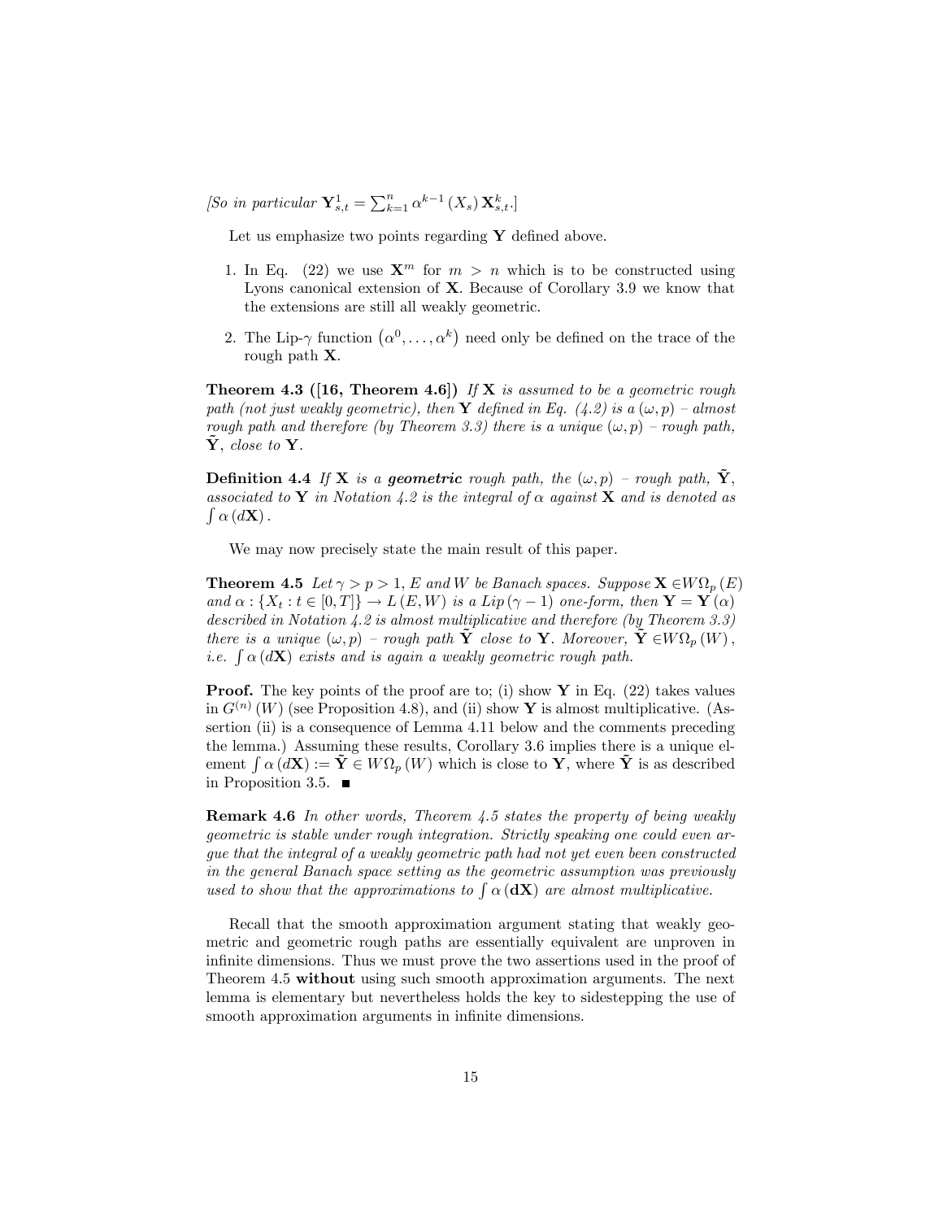*[So in particular $\mathbf{Y}^1_{s,t} = \sum_{k=1}^{n} \alpha^{k-1}(X_s)\,\mathbf{X}^k_{s,t}$.]*

Let us emphasize two points regarding $\mathbf{Y}$ defined above.

1. In Eq. (22) we use $\mathbf{X}^m$ for $m > n$ which is to be constructed using Lyons canonical extension of $\mathbf{X}$. Because of Corollary 3.9 we know that the extensions are still all weakly geometric.
2. The Lip-$\gamma$ function $\left(\alpha^0, \ldots, \alpha^k\right)$ need only be defined on the trace of the rough path $\mathbf{X}$.

**Theorem 4.3 ([16, Theorem 4.6])** *If $\mathbf{X}$ is assumed to be a geometric rough path (not just weakly geometric), then $\mathbf{Y}$ defined in Eq. (4.2) is a $(\omega, p)$ – almost rough path and therefore (by Theorem 3.3) there is a unique $(\omega, p)$ – rough path, $\tilde{\mathbf{Y}}$, close to $\mathbf{Y}$.*

**Definition 4.4** *If $\mathbf{X}$ is a* ***geometric*** *rough path, the $(\omega, p)$ – rough path, $\tilde{\mathbf{Y}}$, associated to $\mathbf{Y}$ in Notation 4.2 is the integral of $\alpha$ against $\mathbf{X}$ and is denoted as $\int \alpha(d\mathbf{X})$.*

We may now precisely state the main result of this paper.

**Theorem 4.5** *Let $\gamma > p > 1$, $E$ and $W$ be Banach spaces. Suppose $\mathbf{X} \in W\Omega_p(E)$ and $\alpha : \{X_t : t \in [0,T]\} \to L(E, W)$ is a $Lip(\gamma - 1)$ one-form, then $\mathbf{Y} = \mathbf{Y}(\alpha)$ described in Notation 4.2 is almost multiplicative and therefore (by Theorem 3.3) there is a unique $(\omega, p)$ – rough path $\tilde{\mathbf{Y}}$ close to $\mathbf{Y}$. Moreover, $\tilde{\mathbf{Y}} \in W\Omega_p(W)$, i.e. $\int \alpha(d\mathbf{X})$ exists and is again a weakly geometric rough path.*

**Proof.** The key points of the proof are to; (i) show $\mathbf{Y}$ in Eq. (22) takes values in $G^{(n)}(W)$ (see Proposition 4.8), and (ii) show $\mathbf{Y}$ is almost multiplicative. (Assertion (ii) is a consequence of Lemma 4.11 below and the comments preceding the lemma.) Assuming these results, Corollary 3.6 implies there is a unique element $\int \alpha(d\mathbf{X}) := \tilde{\mathbf{Y}} \in W\Omega_p(W)$ which is close to $\mathbf{Y}$, where $\tilde{\mathbf{Y}}$ is as described in Proposition 3.5. ∎

**Remark 4.6** *In other words, Theorem 4.5 states the property of being weakly geometric is stable under rough integration. Strictly speaking one could even argue that the integral of a weakly geometric path had not yet even been constructed in the general Banach space setting as the geometric assumption was previously used to show that the approximations to $\int \alpha(\mathbf{dX})$ are almost multiplicative.*

Recall that the smooth approximation argument stating that weakly geometric and geometric rough paths are essentially equivalent are unproven in infinite dimensions. Thus we must prove the two assertions used in the proof of Theorem 4.5 **without** using such smooth approximation arguments. The next lemma is elementary but nevertheless holds the key to sidestepping the use of smooth approximation arguments in infinite dimensions.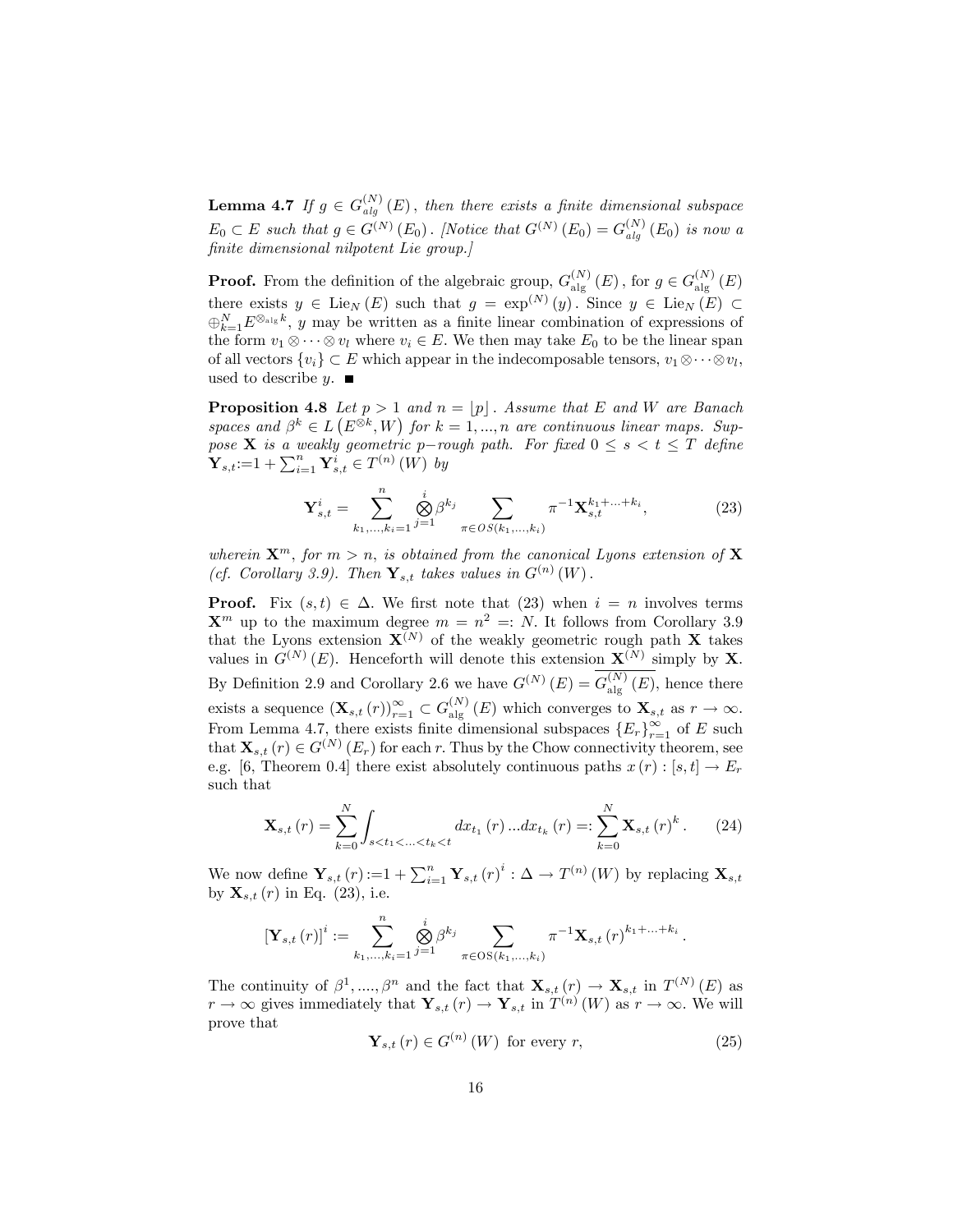**Lemma 4.7** *If $g \in G_{alg}^{(N)}(E)$, then there exists a finite dimensional subspace $E_0 \subset E$ such that $g \in G^{(N)}(E_0)$. [Notice that $G^{(N)}(E_0) = G_{alg}^{(N)}(E_0)$ is now a finite dimensional nilpotent Lie group.]*

**Proof.** From the definition of the algebraic group, $G_{\mathrm{alg}}^{(N)}(E)$, for $g \in G_{\mathrm{alg}}^{(N)}(E)$ there exists $y \in \mathrm{Lie}_N(E)$ such that $g = \exp^{(N)}(y)$. Since $y \in \mathrm{Lie}_N(E) \subset \oplus_{k=1}^N E^{\otimes_{\mathrm{alg}} k}$, $y$ may be written as a finite linear combination of expressions of the form $v_1 \otimes \cdots \otimes v_l$ where $v_i \in E$. We then may take $E_0$ to be the linear span of all vectors $\{v_i\} \subset E$ which appear in the indecomposable tensors, $v_1 \otimes \cdots \otimes v_l$, used to describe $y$. ■

**Proposition 4.8** *Let $p > 1$ and $n = \lfloor p \rfloor$. Assume that $E$ and $W$ are Banach spaces and $\beta^k \in L(E^{\otimes k}, W)$ for $k = 1, ..., n$ are continuous linear maps. Suppose $\mathbf{X}$ is a weakly geometric $p-$rough path. For fixed $0 \leq s < t \leq T$ define $\mathbf{Y}_{s,t} := 1 + \sum_{i=1}^n \mathbf{Y}_{s,t}^i \in T^{(n)}(W)$ by*

$$\mathbf{Y}_{s,t}^i = \sum_{k_1,...,k_i=1}^n \bigotimes_{j=1}^i \beta^{k_j} \sum_{\pi \in OS(k_1,...,k_i)} \pi^{-1} \mathbf{X}_{s,t}^{k_1+...+k_i}, \tag{23}$$

*wherein $\mathbf{X}^m$, for $m > n$, is obtained from the canonical Lyons extension of $\mathbf{X}$ (cf. Corollary 3.9). Then $\mathbf{Y}_{s,t}$ takes values in $G^{(n)}(W)$.*

**Proof.** Fix $(s,t) \in \Delta$. We first note that (23) when $i = n$ involves terms $\mathbf{X}^m$ up to the maximum degree $m = n^2 =: N$. It follows from Corollary 3.9 that the Lyons extension $\mathbf{X}^{(N)}$ of the weakly geometric rough path $\mathbf{X}$ takes values in $G^{(N)}(E)$. Henceforth will denote this extension $\mathbf{X}^{(N)}$ simply by $\mathbf{X}$. By Definition 2.9 and Corollary 2.6 we have $G^{(N)}(E) = \overline{G_{\mathrm{alg}}^{(N)}(E)}$, hence there exists a sequence $(\mathbf{X}_{s,t}(r))_{r=1}^\infty \subset G_{\mathrm{alg}}^{(N)}(E)$ which converges to $\mathbf{X}_{s,t}$ as $r \to \infty$. From Lemma 4.7, there exists finite dimensional subspaces $\{E_r\}_{r=1}^\infty$ of $E$ such that $\mathbf{X}_{s,t}(r) \in G^{(N)}(E_r)$ for each $r$. Thus by the Chow connectivity theorem, see e.g. [6, Theorem 0.4] there exist absolutely continuous paths $x(r) : [s,t] \to E_r$ such that

$$\mathbf{X}_{s,t}(r) = \sum_{k=0}^N \int_{s<t_1<...<t_k<t} dx_{t_1}(r) ... dx_{t_k}(r) =: \sum_{k=0}^N \mathbf{X}_{s,t}(r)^k. \tag{24}$$

We now define $\mathbf{Y}_{s,t}(r) := 1 + \sum_{i=1}^n \mathbf{Y}_{s,t}(r)^i : \Delta \to T^{(n)}(W)$ by replacing $\mathbf{X}_{s,t}$ by $\mathbf{X}_{s,t}(r)$ in Eq. (23), i.e.

$$[\mathbf{Y}_{s,t}(r)]^i := \sum_{k_1,...,k_i=1}^n \bigotimes_{j=1}^i \beta^{k_j} \sum_{\pi \in \mathrm{OS}(k_1,...,k_i)} \pi^{-1} \mathbf{X}_{s,t}(r)^{k_1+...+k_i}.$$

The continuity of $\beta^1, ...., \beta^n$ and the fact that $\mathbf{X}_{s,t}(r) \to \mathbf{X}_{s,t}$ in $T^{(N)}(E)$ as $r \to \infty$ gives immediately that $\mathbf{Y}_{s,t}(r) \to \mathbf{Y}_{s,t}$ in $T^{(n)}(W)$ as $r \to \infty$. We will prove that

$$\mathbf{Y}_{s,t}(r) \in G^{(n)}(W) \text{ for every } r, \tag{25}$$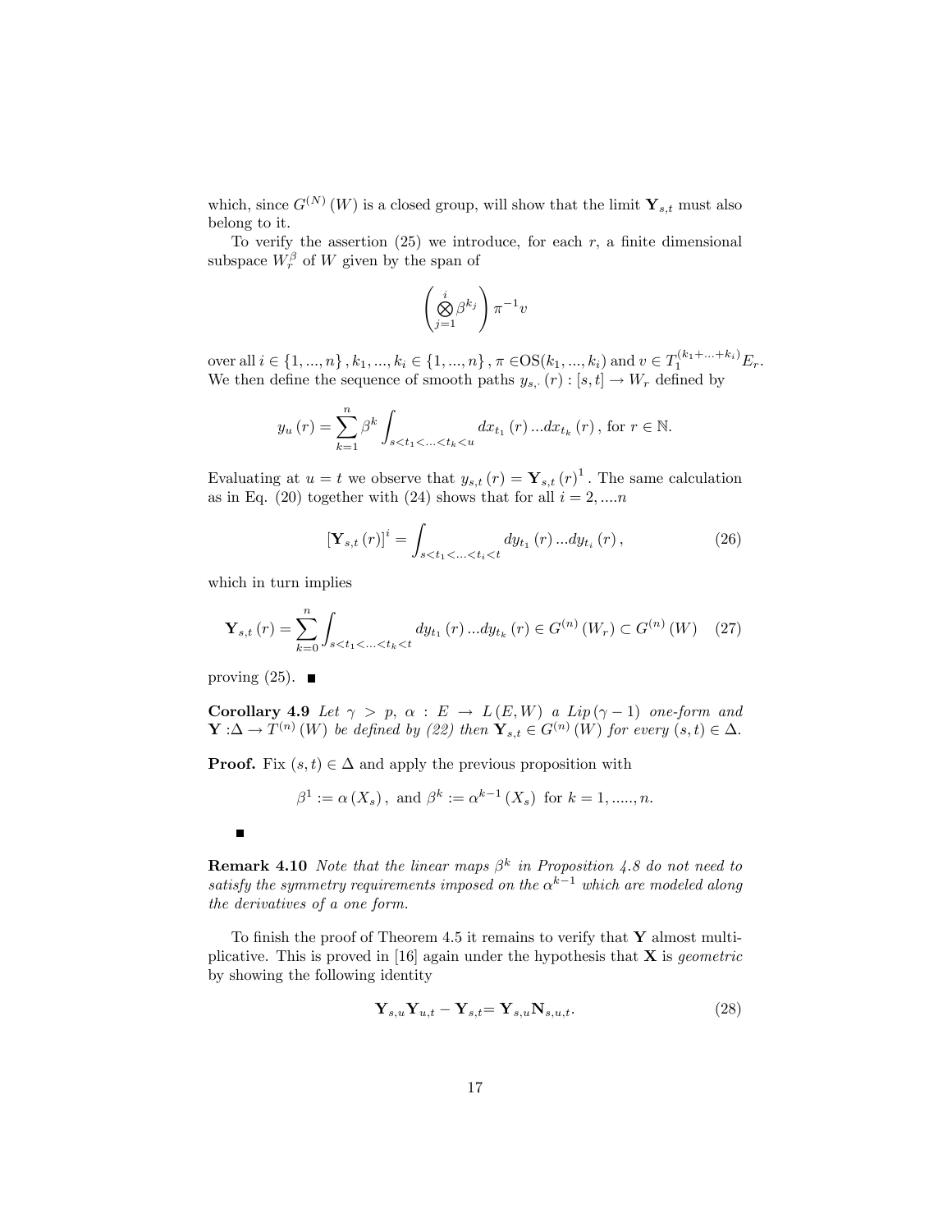which, since $G^{(N)}(W)$ is a closed group, will show that the limit $\mathbf{Y}_{s,t}$ must also belong to it.

To verify the assertion (25) we introduce, for each $r$, a finite dimensional subspace $W_r^\beta$ of $W$ given by the span of

$$\left(\bigotimes_{j=1}^{i} \beta^{k_j}\right) \pi^{-1} v$$

over all $i \in \{1, ..., n\}, k_1, ..., k_i \in \{1, ..., n\}$, $\pi \in \mathrm{OS}(k_1, ..., k_i)$ and $v \in T_1^{(k_1+...+k_i)} E_r$. We then define the sequence of smooth paths $y_{s,\cdot}(r) : [s,t] \to W_r$ defined by

$$y_u(r) = \sum_{k=1}^{n} \beta^k \int_{s<t_1<...<t_k<u} dx_{t_1}(r) ... dx_{t_k}(r), \text{ for } r \in \mathbb{N}.$$

Evaluating at $u = t$ we observe that $y_{s,t}(r) = \mathbf{Y}_{s,t}(r)^1$. The same calculation as in Eq. (20) together with (24) shows that for all $i = 2, ....n$

$$[\mathbf{Y}_{s,t}(r)]^i = \int_{s<t_1<...<t_i<t} dy_{t_1}(r) ... dy_{t_i}(r), \tag{26}$$

which in turn implies

$$\mathbf{Y}_{s,t}(r) = \sum_{k=0}^{n} \int_{s<t_1<...<t_k<t} dy_{t_1}(r) ... dy_{t_k}(r) \in G^{(n)}(W_r) \subset G^{(n)}(W) \tag{27}$$

proving (25). ∎

**Corollary 4.9** *Let $\gamma > p$, $\alpha : E \to L(E, W)$ a $Lip(\gamma - 1)$ one-form and $\mathbf{Y} : \Delta \to T^{(n)}(W)$ be defined by (22) then $\mathbf{Y}_{s,t} \in G^{(n)}(W)$ for every $(s,t) \in \Delta$.*

**Proof.** Fix $(s,t) \in \Delta$ and apply the previous proposition with

$$\beta^1 := \alpha(X_s), \text{ and } \beta^k := \alpha^{k-1}(X_s) \text{ for } k = 1, ....., n.$$

∎

**Remark 4.10** *Note that the linear maps $\beta^k$ in Proposition 4.8 do not need to satisfy the symmetry requirements imposed on the $\alpha^{k-1}$ which are modeled along the derivatives of a one form.*

To finish the proof of Theorem 4.5 it remains to verify that $\mathbf{Y}$ almost multiplicative. This is proved in [16] again under the hypothesis that $\mathbf{X}$ is *geometric* by showing the following identity

$$\mathbf{Y}_{s,u}\mathbf{Y}_{u,t} - \mathbf{Y}_{s,t} = \mathbf{Y}_{s,u}\mathbf{N}_{s,u,t}. \tag{28}$$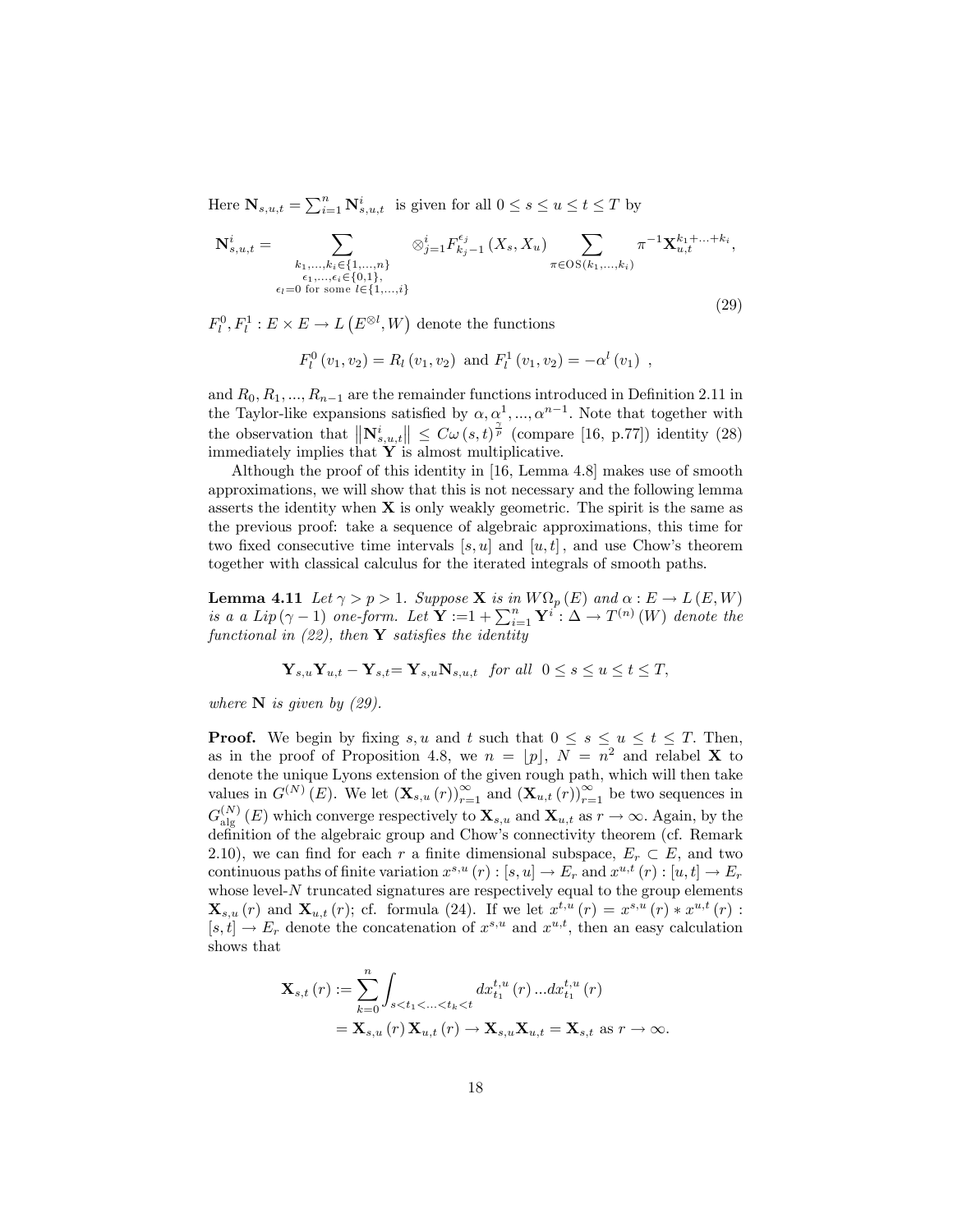Here $\mathbf{N}_{s,u,t} = \sum_{i=1}^{n} \mathbf{N}^i_{s,u,t}$ is given for all $0 \leq s \leq u \leq t \leq T$ by

$$\mathbf{N}^i_{s,u,t} = \sum_{\substack{k_1,...,k_i \in \{1,...,n\} \\ \epsilon_1,...,\epsilon_i \in \{0,1\}, \\ \epsilon_l = 0 \text{ for some } l \in \{1,...,i\}}} \otimes_{j=1}^{i} F^{\epsilon_j}_{k_j - 1}(X_s, X_u) \sum_{\pi \in \mathrm{OS}(k_1,...,k_i)} \pi^{-1} \mathbf{X}^{k_1+...+k_i}_{u,t}, \tag{29}$$

$F^0_l, F^1_l : E \times E \to L\left(E^{\otimes l}, W\right)$ denote the functions

$$F^0_l(v_1, v_2) = R_l(v_1, v_2) \text{ and } F^1_l(v_1, v_2) = -\alpha^l(v_1) \ ,$$

and $R_0, R_1, ..., R_{n-1}$ are the remainder functions introduced in Definition 2.11 in the Taylor-like expansions satisfied by $\alpha, \alpha^1, ..., \alpha^{n-1}$. Note that together with the observation that $\left\|\mathbf{N}^i_{s,u,t}\right\| \leq C\omega(s,t)^{\frac{\gamma}{p}}$ (compare [16, p.77]) identity (28) immediately implies that $\mathbf{Y}$ is almost multiplicative.

Although the proof of this identity in [16, Lemma 4.8] makes use of smooth approximations, we will show that this is not necessary and the following lemma asserts the identity when $\mathbf{X}$ is only weakly geometric. The spirit is the same as the previous proof: take a sequence of algebraic approximations, this time for two fixed consecutive time intervals $[s,u]$ and $[u,t]$, and use Chow's theorem together with classical calculus for the iterated integrals of smooth paths.

**Lemma 4.11** *Let $\gamma > p > 1$. Suppose $\mathbf{X}$ is in $W\Omega_p(E)$ and $\alpha : E \to L(E, W)$ is a a $Lip(\gamma - 1)$ one-form. Let $\mathbf{Y} := 1 + \sum_{i=1}^{n} \mathbf{Y}^i : \Delta \to T^{(n)}(W)$ denote the functional in (22), then $\mathbf{Y}$ satisfies the identity*

$$\mathbf{Y}_{s,u}\mathbf{Y}_{u,t} - \mathbf{Y}_{s,t} = \mathbf{Y}_{s,u}\mathbf{N}_{s,u,t} \quad \text{for all} \quad 0 \leq s \leq u \leq t \leq T,$$

*where $\mathbf{N}$ is given by (29).*

**Proof.** We begin by fixing $s, u$ and $t$ such that $0 \leq s \leq u \leq t \leq T$. Then, as in the proof of Proposition 4.8, we $n = \lfloor p \rfloor$, $N = n^2$ and relabel $\mathbf{X}$ to denote the unique Lyons extension of the given rough path, which will then take values in $G^{(N)}(E)$. We let $(\mathbf{X}_{s,u}(r))_{r=1}^{\infty}$ and $(\mathbf{X}_{u,t}(r))_{r=1}^{\infty}$ be two sequences in $G^{(N)}_{\mathrm{alg}}(E)$ which converge respectively to $\mathbf{X}_{s,u}$ and $\mathbf{X}_{u,t}$ as $r \to \infty$. Again, by the definition of the algebraic group and Chow's connectivity theorem (cf. Remark 2.10), we can find for each $r$ a finite dimensional subspace, $E_r \subset E$, and two continuous paths of finite variation $x^{s,u}(r) : [s,u] \to E_r$ and $x^{u,t}(r) : [u,t] \to E_r$ whose level-$N$ truncated signatures are respectively equal to the group elements $\mathbf{X}_{s,u}(r)$ and $\mathbf{X}_{u,t}(r)$; cf. formula (24). If we let $x^{t,u}(r) = x^{s,u}(r) * x^{u,t}(r) : [s,t] \to E_r$ denote the concatenation of $x^{s,u}$ and $x^{u,t}$, then an easy calculation shows that

$$\begin{aligned}
\mathbf{X}_{s,t}(r) &:= \sum_{k=0}^{n} \int_{s<t_1<...<t_k<t} dx^{t,u}_{t_1}(r) ... dx^{t,u}_{t_1}(r) \\
&= \mathbf{X}_{s,u}(r)\mathbf{X}_{u,t}(r) \to \mathbf{X}_{s,u}\mathbf{X}_{u,t} = \mathbf{X}_{s,t} \text{ as } r \to \infty.
\end{aligned}$$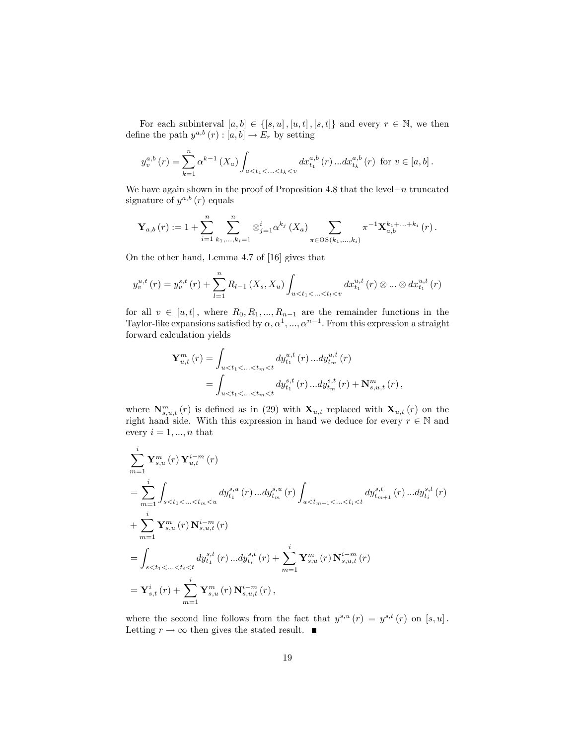For each subinterval $[a,b] \in \{[s,u],[u,t],[s,t]\}$ and every $r \in \mathbb{N}$, we then define the path $y^{a,b}(r) : [a,b] \to E_r$ by setting

$$y_v^{a,b}(r) = \sum_{k=1}^{n} \alpha^{k-1}(X_a) \int_{a<t_1<\ldots<t_k<v} dx_{t_1}^{a,b}(r) \ldots dx_{t_k}^{a,b}(r) \text{ for } v \in [a,b].$$

We have again shown in the proof of Proposition 4.8 that the level$-n$ truncated signature of $y^{a,b}(r)$ equals

$$\mathbf{Y}_{a,b}(r) := 1 + \sum_{i=1}^{n} \sum_{k_1,\ldots,k_i=1}^{n} \otimes_{j=1}^{i} \alpha^{k_j}(X_a) \sum_{\pi \in \mathrm{OS}(k_1,\ldots,k_i)} \pi^{-1} \mathbf{X}_{a,b}^{k_1+\ldots+k_i}(r).$$

On the other hand, Lemma 4.7 of [16] gives that

$$y_v^{u,t}(r) = y_v^{s,t}(r) + \sum_{l=1}^{n} R_{l-1}(X_s, X_u) \int_{u<t_1<\ldots<t_l<v} dx_{t_1}^{u,t}(r) \otimes \ldots \otimes dx_{t_1}^{u,t}(r)$$

for all $v \in [u,t]$, where $R_0, R_1, \ldots, R_{n-1}$ are the remainder functions in the Taylor-like expansions satisfied by $\alpha, \alpha^1, \ldots, \alpha^{n-1}$. From this expression a straight forward calculation yields

$$\begin{aligned}
\mathbf{Y}_{u,t}^{m}(r) &= \int_{u<t_1<\ldots<t_m<t} dy_{t_1}^{u,t}(r) \ldots dy_{t_m}^{u,t}(r) \\
&= \int_{u<t_1<\ldots<t_m<t} dy_{t_1}^{s,t}(r) \ldots dy_{t_m}^{s,t}(r) + \mathbf{N}_{s,u,t}^{m}(r),
\end{aligned}$$

where $\mathbf{N}_{s,u,t}^{m}(r)$ is defined as in (29) with $\mathbf{X}_{u,t}$ replaced with $\mathbf{X}_{u,t}(r)$ on the right hand side. With this expression in hand we deduce for every $r \in \mathbb{N}$ and every $i = 1, \ldots, n$ that

$$\begin{aligned}
&\sum_{m=1}^{i} \mathbf{Y}_{s,u}^{m}(r) \mathbf{Y}_{u,t}^{i-m}(r) \\
&= \sum_{m=1}^{i} \int_{s<t_1<\ldots<t_m<u} dy_{t_1}^{s,u}(r) \ldots dy_{t_m}^{s,u}(r) \int_{u<t_{m+1}<\ldots<t_i<t} dy_{t_{m+1}}^{s,t}(r) \ldots dy_{t_i}^{s,t}(r) \\
&+ \sum_{m=1}^{i} \mathbf{Y}_{s,u}^{m}(r) \mathbf{N}_{s,u,t}^{i-m}(r) \\
&= \int_{s<t_1<\ldots<t_i<t} dy_{t_1}^{s,t}(r) \ldots dy_{t_i}^{s,t}(r) + \sum_{m=1}^{i} \mathbf{Y}_{s,u}^{m}(r) \mathbf{N}_{s,u,t}^{i-m}(r) \\
&= \mathbf{Y}_{s,t}^{i}(r) + \sum_{m=1}^{i} \mathbf{Y}_{s,u}^{m}(r) \mathbf{N}_{s,u,t}^{i-m}(r),
\end{aligned}$$

where the second line follows from the fact that $y^{s,u}(r) = y^{s,t}(r)$ on $[s,u]$. Letting $r \to \infty$ then gives the stated result. ■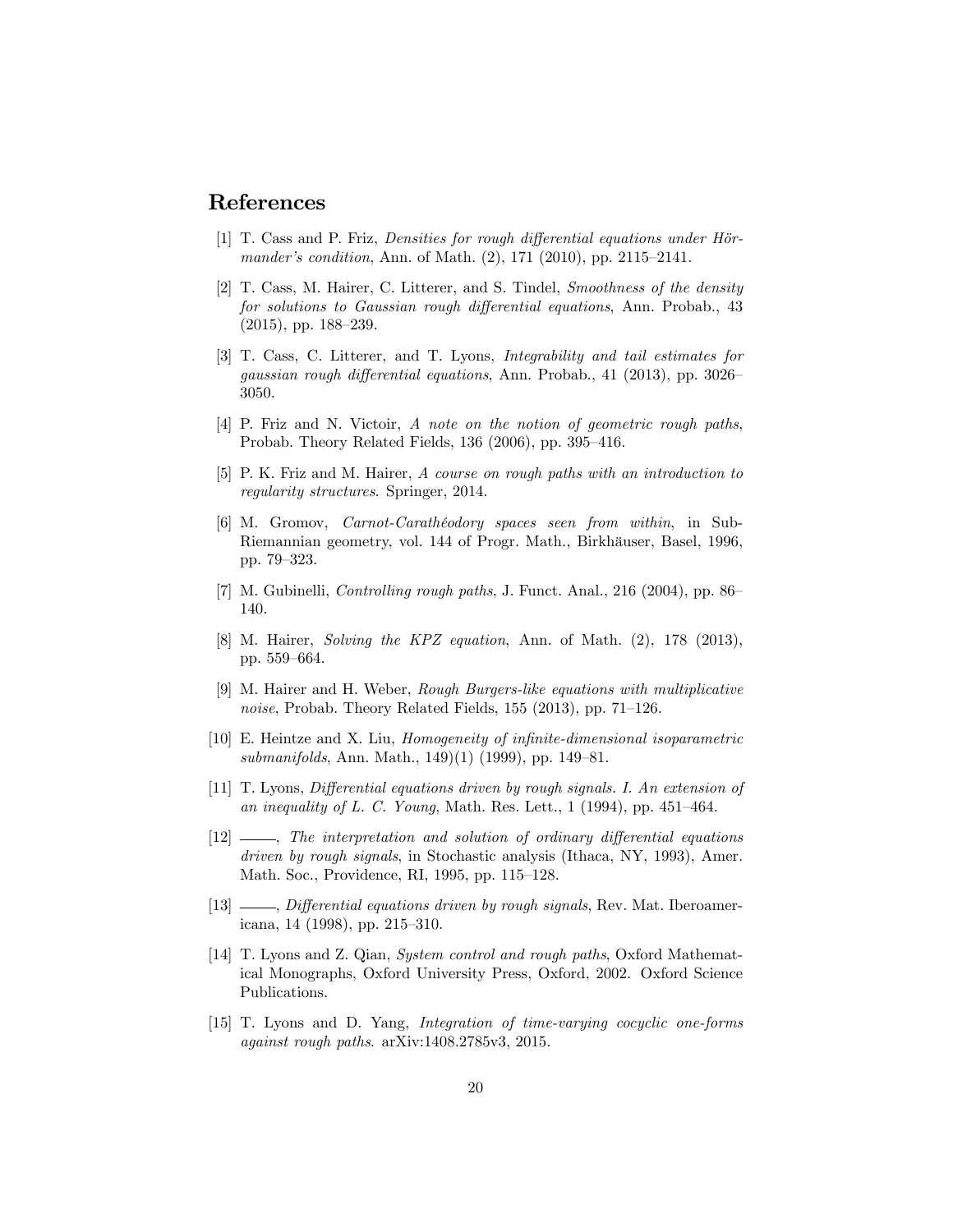## References

[1] T. Cass and P. Friz, *Densities for rough differential equations under Hörmander's condition*, Ann. of Math. (2), 171 (2010), pp. 2115–2141.

[2] T. Cass, M. Hairer, C. Litterer, and S. Tindel, *Smoothness of the density for solutions to Gaussian rough differential equations*, Ann. Probab., 43 (2015), pp. 188–239.

[3] T. Cass, C. Litterer, and T. Lyons, *Integrability and tail estimates for gaussian rough differential equations*, Ann. Probab., 41 (2013), pp. 3026–3050.

[4] P. Friz and N. Victoir, *A note on the notion of geometric rough paths*, Probab. Theory Related Fields, 136 (2006), pp. 395–416.

[5] P. K. Friz and M. Hairer, *A course on rough paths with an introduction to regularity structures*. Springer, 2014.

[6] M. Gromov, *Carnot-Carathéodory spaces seen from within*, in Sub-Riemannian geometry, vol. 144 of Progr. Math., Birkhäuser, Basel, 1996, pp. 79–323.

[7] M. Gubinelli, *Controlling rough paths*, J. Funct. Anal., 216 (2004), pp. 86–140.

[8] M. Hairer, *Solving the KPZ equation*, Ann. of Math. (2), 178 (2013), pp. 559–664.

[9] M. Hairer and H. Weber, *Rough Burgers-like equations with multiplicative noise*, Probab. Theory Related Fields, 155 (2013), pp. 71–126.

[10] E. Heintze and X. Liu, *Homogeneity of infinite-dimensional isoparametric submanifolds*, Ann. Math., 149)(1) (1999), pp. 149–81.

[11] T. Lyons, *Differential equations driven by rough signals. I. An extension of an inequality of L. C. Young*, Math. Res. Lett., 1 (1994), pp. 451–464.

[12] ——, *The interpretation and solution of ordinary differential equations driven by rough signals*, in Stochastic analysis (Ithaca, NY, 1993), Amer. Math. Soc., Providence, RI, 1995, pp. 115–128.

[13] ——, *Differential equations driven by rough signals*, Rev. Mat. Iberoamericana, 14 (1998), pp. 215–310.

[14] T. Lyons and Z. Qian, *System control and rough paths*, Oxford Mathematical Monographs, Oxford University Press, Oxford, 2002. Oxford Science Publications.

[15] T. Lyons and D. Yang, *Integration of time-varying cocyclic one-forms against rough paths*. arXiv:1408.2785v3, 2015.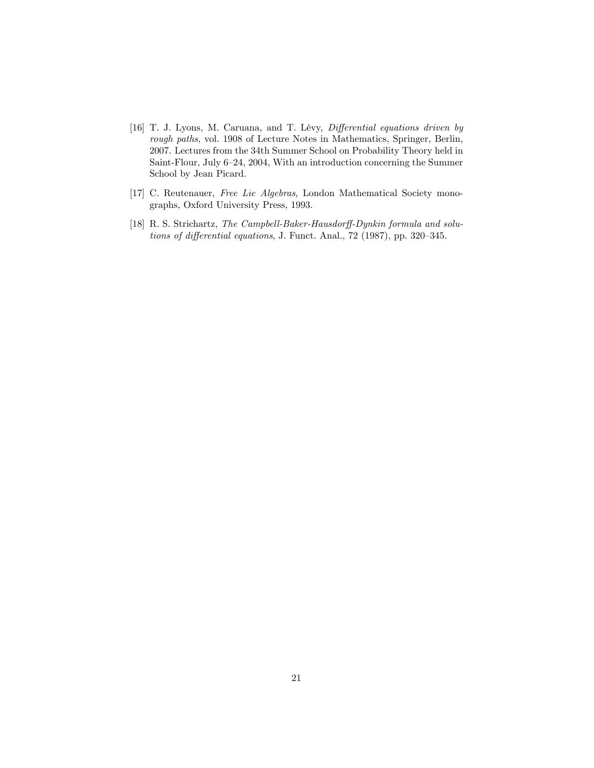[16] T. J. Lyons, M. Caruana, and T. Lévy, *Differential equations driven by rough paths*, vol. 1908 of Lecture Notes in Mathematics, Springer, Berlin, 2007. Lectures from the 34th Summer School on Probability Theory held in Saint-Flour, July 6–24, 2004, With an introduction concerning the Summer School by Jean Picard.

[17] C. Reutenauer, *Free Lie Algebras*, London Mathematical Society monographs, Oxford University Press, 1993.

[18] R. S. Strichartz, *The Campbell-Baker-Hausdorff-Dynkin formula and solutions of differential equations*, J. Funct. Anal., 72 (1987), pp. 320–345.